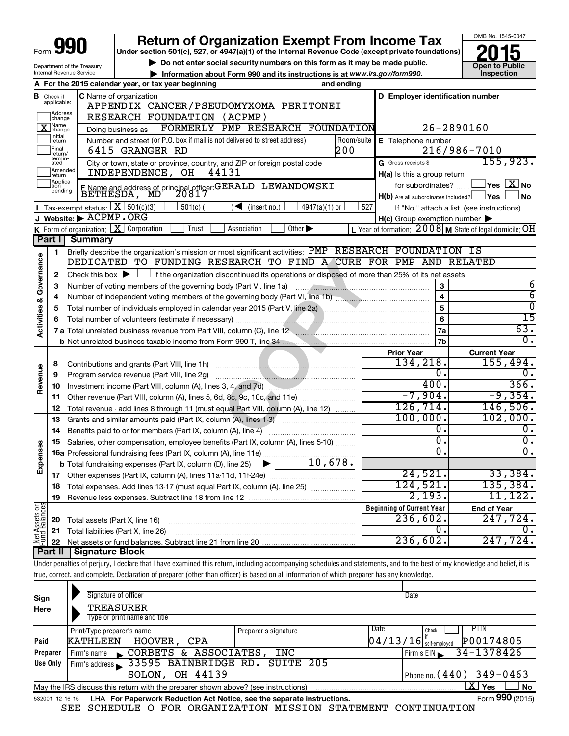Form **990**

# Return of Organization Exempt From Income Tax

**Under section 501(c), 527, or 4947(a)(1) of the Internal Revenue Code (except private foundations)**

▶ Do not enter social security numbers on this form as it may be made public.

▶ Information about Form 990 and its instructions is at www.irs.gov/form990.

Department of the Treasury
Internal Revenue Service

OMB No. 1545-0047

**2015**

**Open to Public Inspection**

**A** For the 2015 calendar year, or tax year beginning and ending

**B** Check if applicable: Address change; [X] Name change; Initial return; Final return/terminated; Amended return; Application pending

**C** Name of organization
APPENDIX CANCER/PSEUDOMYXOMA PERITONEI RESEARCH FOUNDATION (ACPMP)
Doing business as FORMERLY PMP RESEARCH FOUNDATION

Number and street (or P.O. box if mail is not delivered to street address): 6415 GRANGER RD — Room/suite: 200

City or town, state or province, country, and ZIP or foreign postal code: INDEPENDENCE, OH 44131

**D** Employer identification number: 26-2890160

**E** Telephone number: 216/986-7010

**G** Gross receipts $ 155,923.

**F** Name and address of principal officer: GERALD LEWANDOWSKI, BETHESDA, MD 20817

**H(a)** Is this a group return for subordinates? Yes [X] No

**H(b)** Are all subordinates included? Yes No
If "No," attach a list. (see instructions)

**H(c)** Group exemption number ▶

**I** Tax-exempt status: [X] 501(c)(3) 501(c) ( ) ◀ (insert no.) 4947(a)(1) or 527

**J** Website: ▶ ACPMP.ORG

**K** Form of organization: [X] Corporation Trust Association Other ▶

**L** Year of formation: 2008 **M** State of legal domicile: OH

## Part I Summary

**Activities & Governance**

1 Briefly describe the organization's mission or most significant activities: PMP RESEARCH FOUNDATION IS DEDICATED TO FUNDING RESEARCH TO FIND A CURE FOR PMP AND RELATED

2 Check this box ▶ ☐ if the organization discontinued its operations or disposed of more than 25% of its net assets.

| | | | |
|---|---|---|---|
| 3 | Number of voting members of the governing body (Part VI, line 1a) | 3 | 6 |
| 4 | Number of independent voting members of the governing body (Part VI, line 1b) | 4 | 6 |
| 5 | Total number of individuals employed in calendar year 2015 (Part V, line 2a) | 5 | 0 |
| 6 | Total number of volunteers (estimate if necessary) | 6 | 15 |
| 7a | Total unrelated business revenue from Part VIII, column (C), line 12 | 7a | 63. |
| b | Net unrelated business taxable income from Form 990-T, line 34 | 7b | 0. |

| | | Prior Year | Current Year |
|---|---|---|---|
| **Revenue** | | | |
| 8 | Contributions and grants (Part VIII, line 1h) | 134,218. | 155,494. |
| 9 | Program service revenue (Part VIII, line 2g) | 0. | 0. |
| 10 | Investment income (Part VIII, column (A), lines 3, 4, and 7d) | 400. | 366. |
| 11 | Other revenue (Part VIII, column (A), lines 5, 6d, 8c, 9c, 10c, and 11e) | -7,904. | -9,354. |
| 12 | Total revenue - add lines 8 through 11 (must equal Part VIII, column (A), line 12) | 126,714. | 146,506. |
| **Expenses** | | | |
| 13 | Grants and similar amounts paid (Part IX, column (A), lines 1-3) | 100,000. | 102,000. |
| 14 | Benefits paid to or for members (Part IX, column (A), line 4) | 0. | 0. |
| 15 | Salaries, other compensation, employee benefits (Part IX, column (A), lines 5-10) | 0. | 0. |
| 16a | Professional fundraising fees (Part IX, column (A), line 11e) | 0. | 0. |
| b | Total fundraising expenses (Part IX, column (D), line 25) ▶ 10,678. | | |
| 17 | Other expenses (Part IX, column (A), lines 11a-11d, 11f-24e) | 24,521. | 33,384. |
| 18 | Total expenses. Add lines 13-17 (must equal Part IX, column (A), line 25) | 124,521. | 135,384. |
| 19 | Revenue less expenses. Subtract line 18 from line 12 | 2,193. | 11,122. |

| | **Net Assets or Fund Balances** | Beginning of Current Year | End of Year |
|---|---|---|---|
| 20 | Total assets (Part X, line 16) | 236,602. | 247,724. |
| 21 | Total liabilities (Part X, line 26) | 0. | 0. |
| 22 | Net assets or fund balances. Subtract line 21 from line 20 | 236,602. | 247,724. |

## Part II Signature Block

Under penalties of perjury, I declare that I have examined this return, including accompanying schedules and statements, and to the best of my knowledge and belief, it is true, correct, and complete. Declaration of preparer (other than officer) is based on all information of which preparer has any knowledge.

**Sign Here**

Signature of officer — Date

TREASURER
Type or print name and title

**Paid Preparer Use Only**

| Print/Type preparer's name | Preparer's signature | Date | Check if self-employed | PTIN |
|---|---|---|---|---|
| KATHLEEN HOOVER, CPA | | 04/13/16 | | P00174805 |

Firm's name ▶ CORBETS & ASSOCIATES, INC — Firm's EIN ▶ 34-1378426

Firm's address ▶ 33595 BAINBRIDGE RD. SUITE 205, SOLON, OH 44139 — Phone no. (440) 349-0463

May the IRS discuss this return with the preparer shown above? (see instructions) [X] Yes No

532001 12-16-15 LHA **For Paperwork Reduction Act Notice, see the separate instructions.** Form **990** (2015)

SEE SCHEDULE O FOR ORGANIZATION MISSION STATEMENT CONTINUATION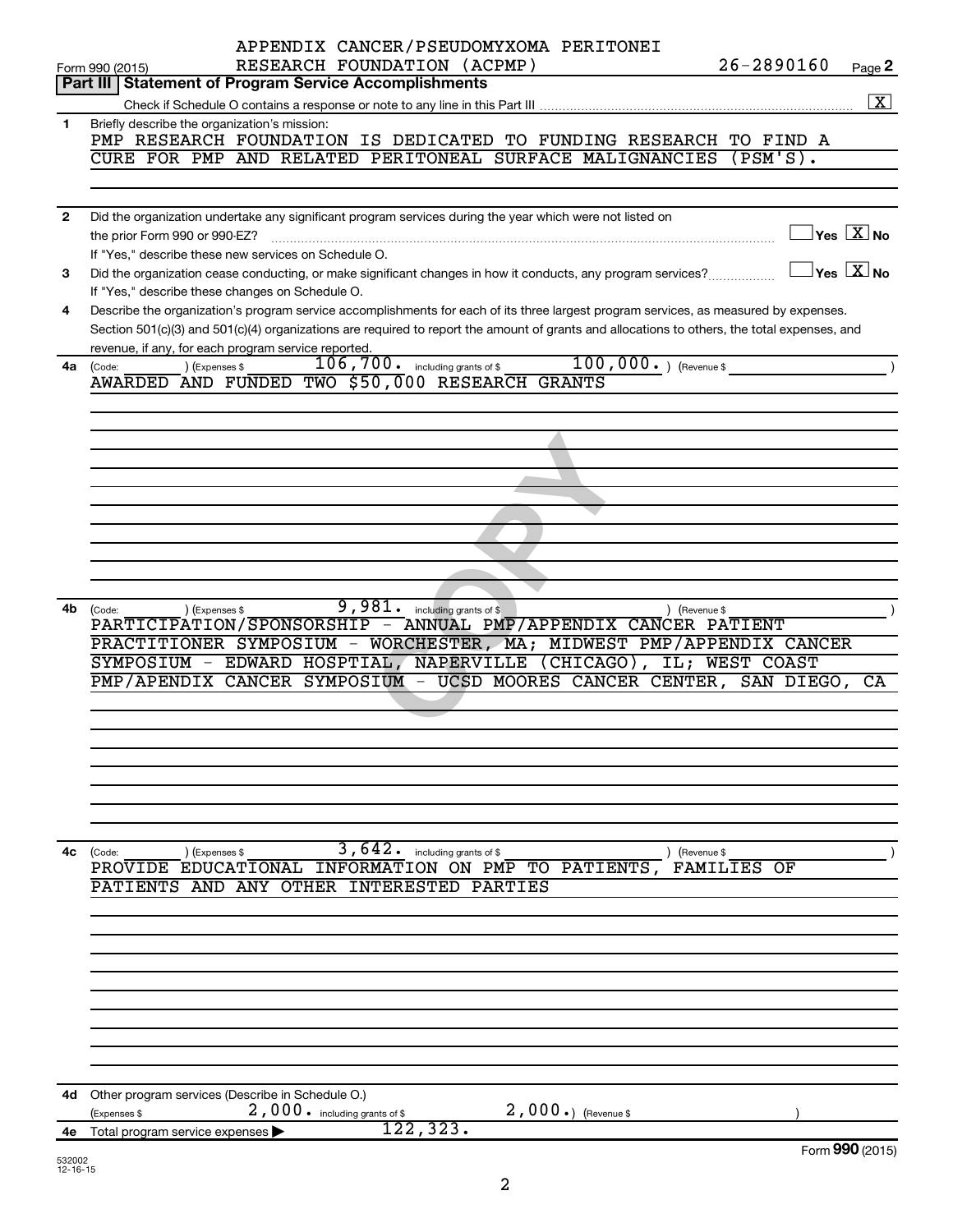Form 990 (2015) APPENDIX CANCER/PSEUDOMYXOMA PERITONEI RESEARCH FOUNDATION (ACPMP) 26-2890160 Page **2**

## Part III Statement of Program Service Accomplishments

Check if Schedule O contains a response or note to any line in this Part III .......... [X]

**1** Briefly describe the organization's mission:

PMP RESEARCH FOUNDATION IS DEDICATED TO FUNDING RESEARCH TO FIND A CURE FOR PMP AND RELATED PERITONEAL SURFACE MALIGNANCIES (PSM'S).

**2** Did the organization undertake any significant program services during the year which were not listed on the prior Form 990 or 990-EZ? .......... [ ] Yes [X] No

If "Yes," describe these new services on Schedule O.

**3** Did the organization cease conducting, or make significant changes in how it conducts, any program services? .......... [ ] Yes [X] No

If "Yes," describe these changes on Schedule O.

**4** Describe the organization's program service accomplishments for each of its three largest program services, as measured by expenses. Section 501(c)(3) and 501(c)(4) organizations are required to report the amount of grants and allocations to others, the total expenses, and revenue, if any, for each program service reported.

**4a** (Code: ) (Expenses $ 106,700. including grants of $ 100,000.) (Revenue $ )

AWARDED AND FUNDED TWO $50,000 RESEARCH GRANTS

**4b** (Code: ) (Expenses $ 9,981. including grants of $ ) (Revenue $ )

PARTICIPATION/SPONSORSHIP - ANNUAL PMP/APPENDIX CANCER PATIENT PRACTITIONER SYMPOSIUM - WORCHESTER, MA; MIDWEST PMP/APPENDIX CANCER SYMPOSIUM - EDWARD HOSPTIAL, NAPERVILLE (CHICAGO), IL; WEST COAST PMP/APENDIX CANCER SYMPOSIUM - UCSD MOORES CANCER CENTER, SAN DIEGO, CA

**4c** (Code: ) (Expenses $ 3,642. including grants of $ ) (Revenue $ )

PROVIDE EDUCATIONAL INFORMATION ON PMP TO PATIENTS, FAMILIES OF PATIENTS AND ANY OTHER INTERESTED PARTIES

**4d** Other program services (Describe in Schedule O.)

(Expenses $ 2,000. including grants of $ 2,000.) (Revenue $ )

**4e** Total program service expenses ▶ 122,323.

Form **990** (2015)

532002 12-16-15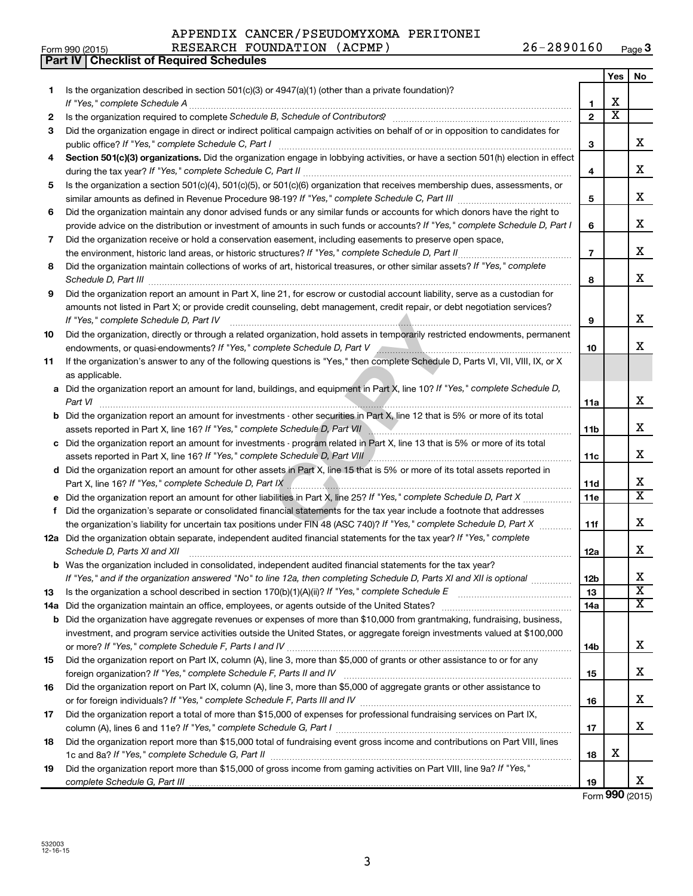APPENDIX CANCER/PSEUDOMYXOMA PERITONEI RESEARCH FOUNDATION (ACPMP) 26-2890160

Form 990 (2015) Page 3

## Part IV Checklist of Required Schedules

| | | | Yes | No |
|---|---|---|---|---|
| 1 | Is the organization described in section 501(c)(3) or 4947(a)(1) (other than a private foundation)? *If "Yes," complete Schedule A* | 1 | X | |
| 2 | Is the organization required to complete *Schedule B, Schedule of Contributors*? | 2 | X | |
| 3 | Did the organization engage in direct or indirect political campaign activities on behalf of or in opposition to candidates for public office? *If "Yes," complete Schedule C, Part I* | 3 | | X |
| 4 | **Section 501(c)(3) organizations.** Did the organization engage in lobbying activities, or have a section 501(h) election in effect during the tax year? *If "Yes," complete Schedule C, Part II* | 4 | | X |
| 5 | Is the organization a section 501(c)(4), 501(c)(5), or 501(c)(6) organization that receives membership dues, assessments, or similar amounts as defined in Revenue Procedure 98-19? *If "Yes," complete Schedule C, Part III* | 5 | | X |
| 6 | Did the organization maintain any donor advised funds or any similar funds or accounts for which donors have the right to provide advice on the distribution or investment of amounts in such funds or accounts? *If "Yes," complete Schedule D, Part I* | 6 | | X |
| 7 | Did the organization receive or hold a conservation easement, including easements to preserve open space, the environment, historic land areas, or historic structures? *If "Yes," complete Schedule D, Part II* | 7 | | X |
| 8 | Did the organization maintain collections of works of art, historical treasures, or other similar assets? *If "Yes," complete Schedule D, Part III* | 8 | | X |
| 9 | Did the organization report an amount in Part X, line 21, for escrow or custodial account liability, serve as a custodian for amounts not listed in Part X; or provide credit counseling, debt management, credit repair, or debt negotiation services? *If "Yes," complete Schedule D, Part IV* | 9 | | X |
| 10 | Did the organization, directly or through a related organization, hold assets in temporarily restricted endowments, permanent endowments, or quasi-endowments? *If "Yes," complete Schedule D, Part V* | 10 | | X |
| 11 | If the organization's answer to any of the following questions is "Yes," then complete Schedule D, Parts VI, VII, VIII, IX, or X as applicable. | | | |
| a | Did the organization report an amount for land, buildings, and equipment in Part X, line 10? *If "Yes," complete Schedule D, Part VI* | 11a | | X |
| b | Did the organization report an amount for investments - other securities in Part X, line 12 that is 5% or more of its total assets reported in Part X, line 16? *If "Yes," complete Schedule D, Part VII* | 11b | | X |
| c | Did the organization report an amount for investments - program related in Part X, line 13 that is 5% or more of its total assets reported in Part X, line 16? *If "Yes," complete Schedule D, Part VIII* | 11c | | X |
| d | Did the organization report an amount for other assets in Part X, line 15 that is 5% or more of its total assets reported in Part X, line 16? *If "Yes," complete Schedule D, Part IX* | 11d | | X |
| e | Did the organization report an amount for other liabilities in Part X, line 25? *If "Yes," complete Schedule D, Part X* | 11e | | X |
| f | Did the organization's separate or consolidated financial statements for the tax year include a footnote that addresses the organization's liability for uncertain tax positions under FIN 48 (ASC 740)? *If "Yes," complete Schedule D, Part X* | 11f | | X |
| 12a | Did the organization obtain separate, independent audited financial statements for the tax year? *If "Yes," complete Schedule D, Parts XI and XII* | 12a | | X |
| b | Was the organization included in consolidated, independent audited financial statements for the tax year? *If "Yes," and if the organization answered "No" to line 12a, then completing Schedule D, Parts XI and XII is optional* | 12b | | X |
| 13 | Is the organization a school described in section 170(b)(1)(A)(ii)? *If "Yes," complete Schedule E* | 13 | | X |
| 14a | Did the organization maintain an office, employees, or agents outside of the United States? | 14a | | X |
| b | Did the organization have aggregate revenues or expenses of more than $10,000 from grantmaking, fundraising, business, investment, and program service activities outside the United States, or aggregate foreign investments valued at $100,000 or more? *If "Yes," complete Schedule F, Parts I and IV* | 14b | | X |
| 15 | Did the organization report on Part IX, column (A), line 3, more than $5,000 of grants or other assistance to or for any foreign organization? *If "Yes," complete Schedule F, Parts II and IV* | 15 | | X |
| 16 | Did the organization report on Part IX, column (A), line 3, more than $5,000 of aggregate grants or other assistance to or for foreign individuals? *If "Yes," complete Schedule F, Parts III and IV* | 16 | | X |
| 17 | Did the organization report a total of more than $15,000 of expenses for professional fundraising services on Part IX, column (A), lines 6 and 11e? *If "Yes," complete Schedule G, Part I* | 17 | | X |
| 18 | Did the organization report more than $15,000 total of fundraising event gross income and contributions on Part VIII, lines 1c and 8a? *If "Yes," complete Schedule G, Part II* | 18 | X | |
| 19 | Did the organization report more than $15,000 of gross income from gaming activities on Part VIII, line 9a? *If "Yes," complete Schedule G, Part III* | 19 | | X |

Form **990** (2015)

532003 12-16-15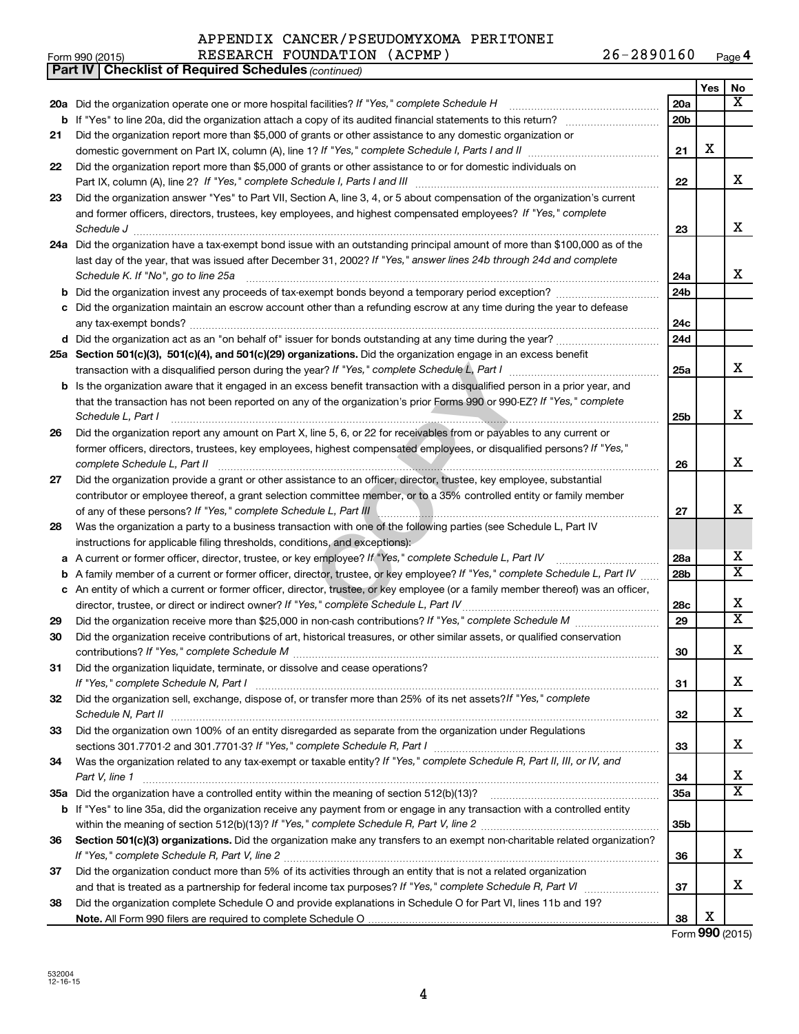APPENDIX CANCER/PSEUDOMYXOMA PERITONEI RESEARCH FOUNDATION (ACPMP) 26-2890160

Form 990 (2015) Page **4**

**Part IV | Checklist of Required Schedules** *(continued)*

| | | | Yes | No |
|---|---|---|---|---|
| **20a** | Did the organization operate one or more hospital facilities? *If "Yes," complete Schedule H* | 20a | | X |
| **b** | If "Yes" to line 20a, did the organization attach a copy of its audited financial statements to this return? | 20b | | |
| **21** | Did the organization report more than $5,000 of grants or other assistance to any domestic organization or domestic government on Part IX, column (A), line 1? *If "Yes," complete Schedule I, Parts I and II* | 21 | X | |
| **22** | Did the organization report more than $5,000 of grants or other assistance to or for domestic individuals on Part IX, column (A), line 2? *If "Yes," complete Schedule I, Parts I and III* | 22 | | X |
| **23** | Did the organization answer "Yes" to Part VII, Section A, line 3, 4, or 5 about compensation of the organization's current and former officers, directors, trustees, key employees, and highest compensated employees? *If "Yes," complete Schedule J* | 23 | | X |
| **24a** | Did the organization have a tax-exempt bond issue with an outstanding principal amount of more than $100,000 as of the last day of the year, that was issued after December 31, 2002? *If "Yes," answer lines 24b through 24d and complete Schedule K. If "No", go to line 25a* | 24a | | X |
| **b** | Did the organization invest any proceeds of tax-exempt bonds beyond a temporary period exception? | 24b | | |
| **c** | Did the organization maintain an escrow account other than a refunding escrow at any time during the year to defease any tax-exempt bonds? | 24c | | |
| **d** | Did the organization act as an "on behalf of" issuer for bonds outstanding at any time during the year? | 24d | | |
| **25a** | **Section 501(c)(3), 501(c)(4), and 501(c)(29) organizations.** Did the organization engage in an excess benefit transaction with a disqualified person during the year? *If "Yes," complete Schedule L, Part I* | 25a | | X |
| **b** | Is the organization aware that it engaged in an excess benefit transaction with a disqualified person in a prior year, and that the transaction has not been reported on any of the organization's prior Forms 990 or 990-EZ? *If "Yes," complete Schedule L, Part I* | 25b | | X |
| **26** | Did the organization report any amount on Part X, line 5, 6, or 22 for receivables from or payables to any current or former officers, directors, trustees, key employees, highest compensated employees, or disqualified persons? *If "Yes," complete Schedule L, Part II* | 26 | | X |
| **27** | Did the organization provide a grant or other assistance to an officer, director, trustee, key employee, substantial contributor or employee thereof, a grant selection committee member, or to a 35% controlled entity or family member of any of these persons? *If "Yes," complete Schedule L, Part III* | 27 | | X |
| **28** | Was the organization a party to a business transaction with one of the following parties (see Schedule L, Part IV instructions for applicable filing thresholds, conditions, and exceptions): | | | |
| **a** | A current or former officer, director, trustee, or key employee? *If "Yes," complete Schedule L, Part IV* | 28a | | X |
| **b** | A family member of a current or former officer, director, trustee, or key employee? *If "Yes," complete Schedule L, Part IV* | 28b | | X |
| **c** | An entity of which a current or former officer, director, trustee, or key employee (or a family member thereof) was an officer, director, trustee, or direct or indirect owner? *If "Yes," complete Schedule L, Part IV* | 28c | | X |
| **29** | Did the organization receive more than $25,000 in non-cash contributions? *If "Yes," complete Schedule M* | 29 | | X |
| **30** | Did the organization receive contributions of art, historical treasures, or other similar assets, or qualified conservation contributions? *If "Yes," complete Schedule M* | 30 | | X |
| **31** | Did the organization liquidate, terminate, or dissolve and cease operations? *If "Yes," complete Schedule N, Part I* | 31 | | X |
| **32** | Did the organization sell, exchange, dispose of, or transfer more than 25% of its net assets? *If "Yes," complete Schedule N, Part II* | 32 | | X |
| **33** | Did the organization own 100% of an entity disregarded as separate from the organization under Regulations sections 301.7701-2 and 301.7701-3? *If "Yes," complete Schedule R, Part I* | 33 | | X |
| **34** | Was the organization related to any tax-exempt or taxable entity? *If "Yes," complete Schedule R, Part II, III, or IV, and Part V, line 1* | 34 | | X |
| **35a** | Did the organization have a controlled entity within the meaning of section 512(b)(13)? | 35a | | X |
| **b** | If "Yes" to line 35a, did the organization receive any payment from or engage in any transaction with a controlled entity within the meaning of section 512(b)(13)? *If "Yes," complete Schedule R, Part V, line 2* | 35b | | |
| **36** | **Section 501(c)(3) organizations.** Did the organization make any transfers to an exempt non-charitable related organization? *If "Yes," complete Schedule R, Part V, line 2* | 36 | | X |
| **37** | Did the organization conduct more than 5% of its activities through an entity that is not a related organization and that is treated as a partnership for federal income tax purposes? *If "Yes," complete Schedule R, Part VI* | 37 | | X |
| **38** | Did the organization complete Schedule O and provide explanations in Schedule O for Part VI, lines 11b and 19? **Note.** All Form 990 filers are required to complete Schedule O | 38 | X | |

Form **990** (2015)

532004 12-16-15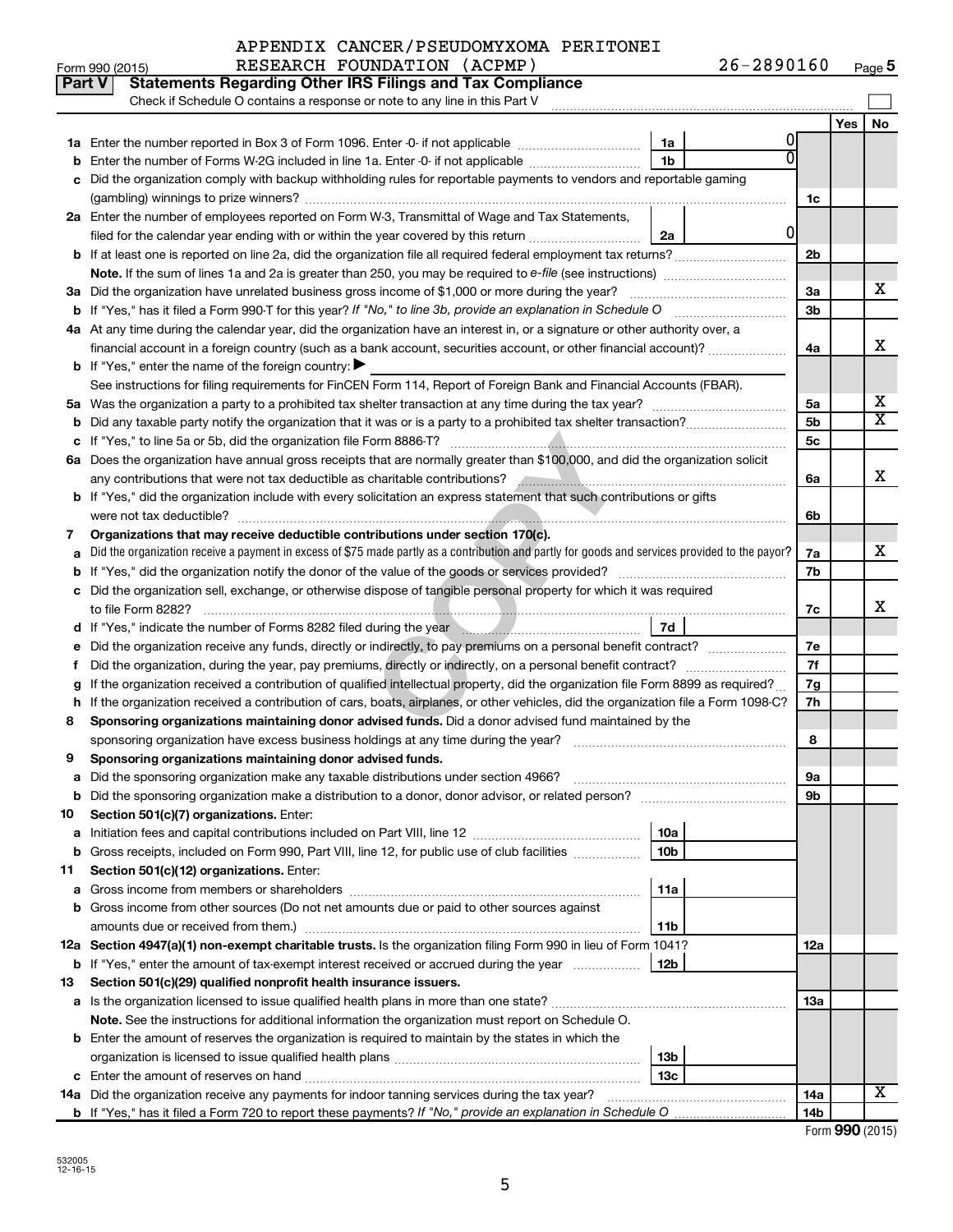APPENDIX CANCER/PSEUDOMYXOMA PERITONEI RESEARCH FOUNDATION (ACPMP) 26-2890160

Form 990 (2015) Page 5

## Part V Statements Regarding Other IRS Filings and Tax Compliance

Check if Schedule O contains a response or note to any line in this Part V

| | | | | | Yes | No |
|---|---|---|---|---|---|---|
| 1a | Enter the number reported in Box 3 of Form 1096. Enter -0- if not applicable | 1a | 0 | | | |
| b | Enter the number of Forms W-2G included in line 1a. Enter -0- if not applicable | 1b | 0 | | | |
| c | Did the organization comply with backup withholding rules for reportable payments to vendors and reportable gaming (gambling) winnings to prize winners? | | | 1c | | |
| 2a | Enter the number of employees reported on Form W-3, Transmittal of Wage and Tax Statements, filed for the calendar year ending with or within the year covered by this return | 2a | 0 | | | |
| b | If at least one is reported on line 2a, did the organization file all required federal employment tax returns? | | | 2b | | |
| | **Note.** If the sum of lines 1a and 2a is greater than 250, you may be required to *e-file* (see instructions) | | | | | |
| 3a | Did the organization have unrelated business gross income of $1,000 or more during the year? | | | 3a | | X |
| b | If "Yes," has it filed a Form 990-T for this year? *If "No," to line 3b, provide an explanation in Schedule O* | | | 3b | | |
| 4a | At any time during the calendar year, did the organization have an interest in, or a signature or other authority over, a financial account in a foreign country (such as a bank account, securities account, or other financial account)? | | | 4a | | X |
| b | If "Yes," enter the name of the foreign country: ▶ | | | | | |
| | See instructions for filing requirements for FinCEN Form 114, Report of Foreign Bank and Financial Accounts (FBAR). | | | | | |
| 5a | Was the organization a party to a prohibited tax shelter transaction at any time during the tax year? | | | 5a | | X |
| b | Did any taxable party notify the organization that it was or is a party to a prohibited tax shelter transaction? | | | 5b | | X |
| c | If "Yes," to line 5a or 5b, did the organization file Form 8886-T? | | | 5c | | |
| 6a | Does the organization have annual gross receipts that are normally greater than $100,000, and did the organization solicit any contributions that were not tax deductible as charitable contributions? | | | 6a | | X |
| b | If "Yes," did the organization include with every solicitation an express statement that such contributions or gifts were not tax deductible? | | | 6b | | |
| 7 | **Organizations that may receive deductible contributions under section 170(c).** | | | | | |
| a | Did the organization receive a payment in excess of $75 made partly as a contribution and partly for goods and services provided to the payor? | | | 7a | | X |
| b | If "Yes," did the organization notify the donor of the value of the goods or services provided? | | | 7b | | |
| c | Did the organization sell, exchange, or otherwise dispose of tangible personal property for which it was required to file Form 8282? | | | 7c | | X |
| d | If "Yes," indicate the number of Forms 8282 filed during the year | 7d | | | | |
| e | Did the organization receive any funds, directly or indirectly, to pay premiums on a personal benefit contract? | | | 7e | | |
| f | Did the organization, during the year, pay premiums, directly or indirectly, on a personal benefit contract? | | | 7f | | |
| g | If the organization received a contribution of qualified intellectual property, did the organization file Form 8899 as required? | | | 7g | | |
| h | If the organization received a contribution of cars, boats, airplanes, or other vehicles, did the organization file a Form 1098-C? | | | 7h | | |
| 8 | **Sponsoring organizations maintaining donor advised funds.** Did a donor advised fund maintained by the sponsoring organization have excess business holdings at any time during the year? | | | 8 | | |
| 9 | **Sponsoring organizations maintaining donor advised funds.** | | | | | |
| a | Did the sponsoring organization make any taxable distributions under section 4966? | | | 9a | | |
| b | Did the sponsoring organization make a distribution to a donor, donor advisor, or related person? | | | 9b | | |
| 10 | **Section 501(c)(7) organizations.** Enter: | | | | | |
| a | Initiation fees and capital contributions included on Part VIII, line 12 | 10a | | | | |
| b | Gross receipts, included on Form 990, Part VIII, line 12, for public use of club facilities | 10b | | | | |
| 11 | **Section 501(c)(12) organizations.** Enter: | | | | | |
| a | Gross income from members or shareholders | 11a | | | | |
| b | Gross income from other sources (Do not net amounts due or paid to other sources against amounts due or received from them.) | 11b | | | | |
| 12a | **Section 4947(a)(1) non-exempt charitable trusts.** Is the organization filing Form 990 in lieu of Form 1041? | | | 12a | | |
| b | If "Yes," enter the amount of tax-exempt interest received or accrued during the year | 12b | | | | |
| 13 | **Section 501(c)(29) qualified nonprofit health insurance issuers.** | | | | | |
| a | Is the organization licensed to issue qualified health plans in more than one state? | | | 13a | | |
| | **Note.** See the instructions for additional information the organization must report on Schedule O. | | | | | |
| b | Enter the amount of reserves the organization is required to maintain by the states in which the organization is licensed to issue qualified health plans | 13b | | | | |
| c | Enter the amount of reserves on hand | 13c | | | | |
| 14a | Did the organization receive any payments for indoor tanning services during the tax year? | | | 14a | | X |
| b | If "Yes," has it filed a Form 720 to report these payments? *If "No," provide an explanation in Schedule O* | | | 14b | | |

Form **990** (2015)

532005 12-16-15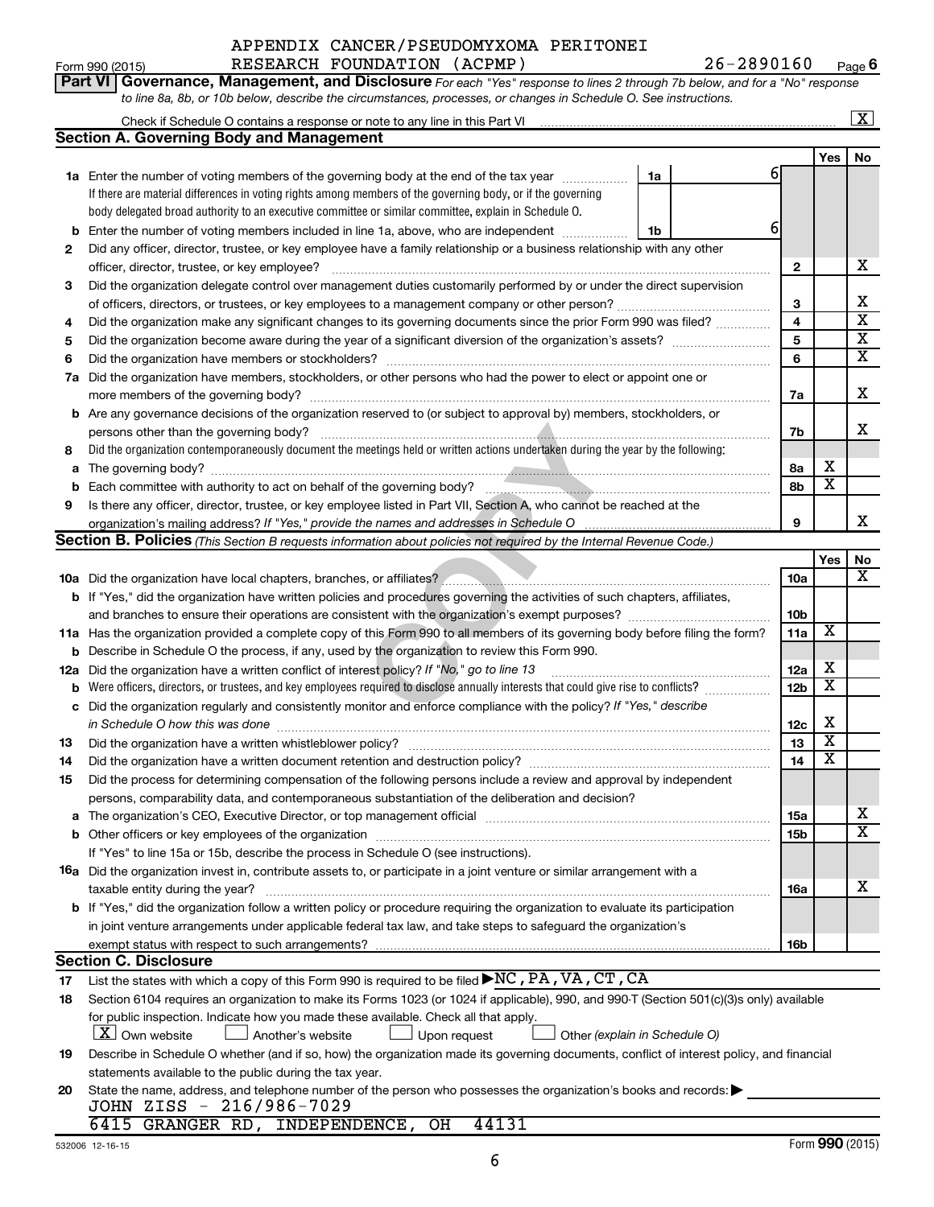APPENDIX CANCER/PSEUDOMYXOMA PERITONEI RESEARCH FOUNDATION (ACPMP) 26-2890160

Form 990 (2015) Page 6

**Part VI Governance, Management, and Disclosure** *For each "Yes" response to lines 2 through 7b below, and for a "No" response to line 8a, 8b, or 10b below, describe the circumstances, processes, or changes in Schedule O. See instructions.*

Check if Schedule O contains a response or note to any line in this Part VI ☒

## Section A. Governing Body and Management

| | | | | Yes | No |
|---|---|---|---|---|---|
| 1a | Enter the number of voting members of the governing body at the end of the tax year. If there are material differences in voting rights among members of the governing body, or if the governing body delegated broad authority to an executive committee or similar committee, explain in Schedule O. | 1a 6 | | | |
| b | Enter the number of voting members included in line 1a, above, who are independent | 1b 6 | | | |
| 2 | Did any officer, director, trustee, or key employee have a family relationship or a business relationship with any other officer, director, trustee, or key employee? | | 2 | | X |
| 3 | Did the organization delegate control over management duties customarily performed by or under the direct supervision of officers, directors, or trustees, or key employees to a management company or other person? | | 3 | | X |
| 4 | Did the organization make any significant changes to its governing documents since the prior Form 990 was filed? | | 4 | | X |
| 5 | Did the organization become aware during the year of a significant diversion of the organization's assets? | | 5 | | X |
| 6 | Did the organization have members or stockholders? | | 6 | | X |
| 7a | Did the organization have members, stockholders, or other persons who had the power to elect or appoint one or more members of the governing body? | | 7a | | X |
| b | Are any governance decisions of the organization reserved to (or subject to approval by) members, stockholders, or persons other than the governing body? | | 7b | | X |
| 8 | Did the organization contemporaneously document the meetings held or written actions undertaken during the year by the following: | | | | |
| a | The governing body? | | 8a | X | |
| b | Each committee with authority to act on behalf of the governing body? | | 8b | X | |
| 9 | Is there any officer, director, trustee, or key employee listed in Part VII, Section A, who cannot be reached at the organization's mailing address? *If "Yes," provide the names and addresses in Schedule O* | | 9 | | X |

## Section B. Policies *(This Section B requests information about policies not required by the Internal Revenue Code.)*

| | | | Yes | No |
|---|---|---|---|---|
| 10a | Did the organization have local chapters, branches, or affiliates? | 10a | | X |
| b | If "Yes," did the organization have written policies and procedures governing the activities of such chapters, affiliates, and branches to ensure their operations are consistent with the organization's exempt purposes? | 10b | | |
| 11a | Has the organization provided a complete copy of this Form 990 to all members of its governing body before filing the form? | 11a | X | |
| b | Describe in Schedule O the process, if any, used by the organization to review this Form 990. | | | |
| 12a | Did the organization have a written conflict of interest policy? *If "No," go to line 13* | 12a | X | |
| b | Were officers, directors, or trustees, and key employees required to disclose annually interests that could give rise to conflicts? | 12b | X | |
| c | Did the organization regularly and consistently monitor and enforce compliance with the policy? *If "Yes," describe in Schedule O how this was done* | 12c | X | |
| 13 | Did the organization have a written whistleblower policy? | 13 | X | |
| 14 | Did the organization have a written document retention and destruction policy? | 14 | X | |
| 15 | Did the process for determining compensation of the following persons include a review and approval by independent persons, comparability data, and contemporaneous substantiation of the deliberation and decision? | | | |
| a | The organization's CEO, Executive Director, or top management official | 15a | | X |
| b | Other officers or key employees of the organization | 15b | | X |
| | If "Yes" to line 15a or 15b, describe the process in Schedule O (see instructions). | | | |
| 16a | Did the organization invest in, contribute assets to, or participate in a joint venture or similar arrangement with a taxable entity during the year? | 16a | | X |
| b | If "Yes," did the organization follow a written policy or procedure requiring the organization to evaluate its participation in joint venture arrangements under applicable federal tax law, and take steps to safeguard the organization's exempt status with respect to such arrangements? | 16b | | |

## Section C. Disclosure

17 List the states with which a copy of this Form 990 is required to be filed ▶NC,PA,VA,CT,CA

18 Section 6104 requires an organization to make its Forms 1023 (or 1024 if applicable), 990, and 990-T (Section 501(c)(3)s only) available for public inspection. Indicate how you made these available. Check all that apply.

☒ Own website ☐ Another's website ☐ Upon request ☐ Other *(explain in Schedule O)*

19 Describe in Schedule O whether (and if so, how) the organization made its governing documents, conflict of interest policy, and financial statements available to the public during the tax year.

20 State the name, address, and telephone number of the person who possesses the organization's books and records: ▶

JOHN ZISS - 216/986-7029
6415 GRANGER RD, INDEPENDENCE, OH 44131

532006 12-16-15 Form **990** (2015)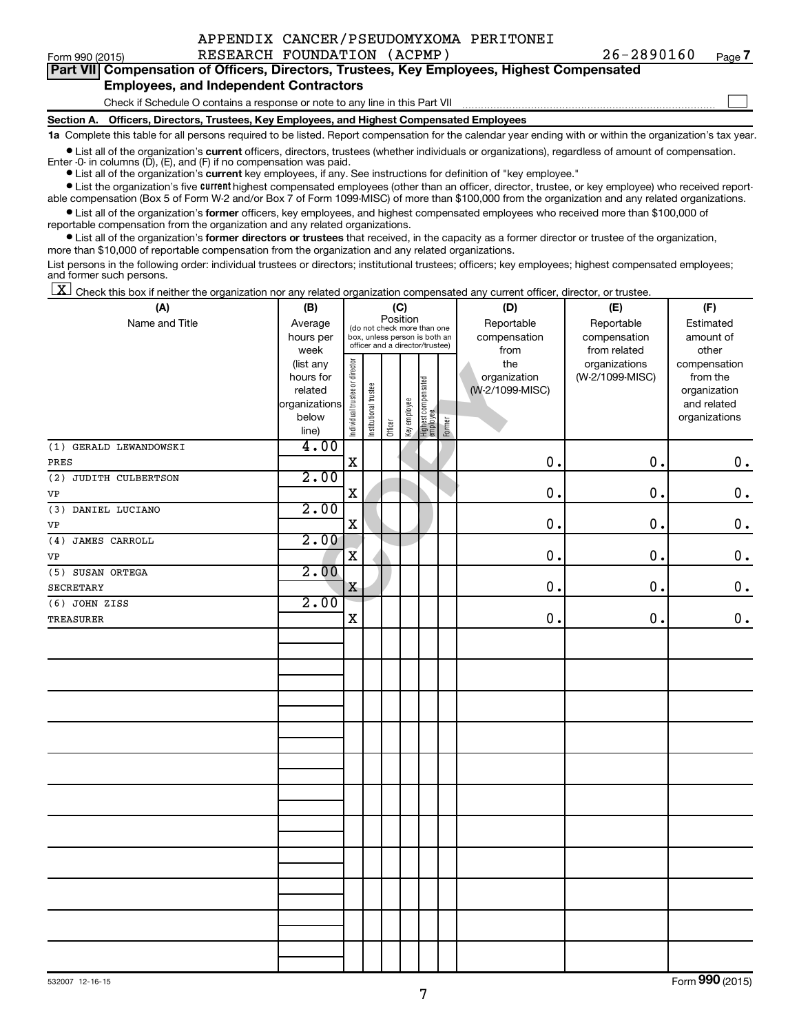Form 990 (2015) APPENDIX CANCER/PSEUDOMYXOMA PERITONEI RESEARCH FOUNDATION (ACPMP) 26-2890160 Page 7

**Part VII Compensation of Officers, Directors, Trustees, Key Employees, Highest Compensated Employees, and Independent Contractors**

Check if Schedule O contains a response or note to any line in this Part VII ☐

**Section A. Officers, Directors, Trustees, Key Employees, and Highest Compensated Employees**

**1a** Complete this table for all persons required to be listed. Report compensation for the calendar year ending with or within the organization's tax year.

- List all of the organization's **current** officers, directors, trustees (whether individuals or organizations), regardless of amount of compensation. Enter -0- in columns (D), (E), and (F) if no compensation was paid.
- List all of the organization's **current** key employees, if any. See instructions for definition of "key employee."
- List the organization's five **current** highest compensated employees (other than an officer, director, trustee, or key employee) who received reportable compensation (Box 5 of Form W-2 and/or Box 7 of Form 1099-MISC) of more than $100,000 from the organization and any related organizations.
- List all of the organization's **former** officers, key employees, and highest compensated employees who received more than $100,000 of reportable compensation from the organization and any related organizations.
- List all of the organization's **former directors or trustees** that received, in the capacity as a former director or trustee of the organization, more than $10,000 of reportable compensation from the organization and any related organizations.

List persons in the following order: individual trustees or directors; institutional trustees; officers; key employees; highest compensated employees; and former such persons.

☒ Check this box if neither the organization nor any related organization compensated any current officer, director, or trustee.

| (A) Name and Title | (B) Average hours per week (list any hours for related organizations below line) | (C) Position: Individual trustee or director | Institutional trustee | Officer | Key employee | Highest compensated employee | Former | (D) Reportable compensation from the organization (W-2/1099-MISC) | (E) Reportable compensation from related organizations (W-2/1099-MISC) | (F) Estimated amount of other compensation from the organization and related organizations |
|---|---|---|---|---|---|---|---|---|---|---|
| (1) GERALD LEWANDOWSKI<br>PRES | 4.00 | X | | | | | | 0. | 0. | 0. |
| (2) JUDITH CULBERTSON<br>VP | 2.00 | X | | | | | | 0. | 0. | 0. |
| (3) DANIEL LUCIANO<br>VP | 2.00 | X | | | | | | 0. | 0. | 0. |
| (4) JAMES CARROLL<br>VP | 2.00 | X | | | | | | 0. | 0. | 0. |
| (5) SUSAN ORTEGA<br>SECRETARY | 2.00 | X | | | | | | 0. | 0. | 0. |
| (6) JOHN ZISS<br>TREASURER | 2.00 | X | | | | | | 0. | 0. | 0. |

532007 12-16-15 Form 990 (2015)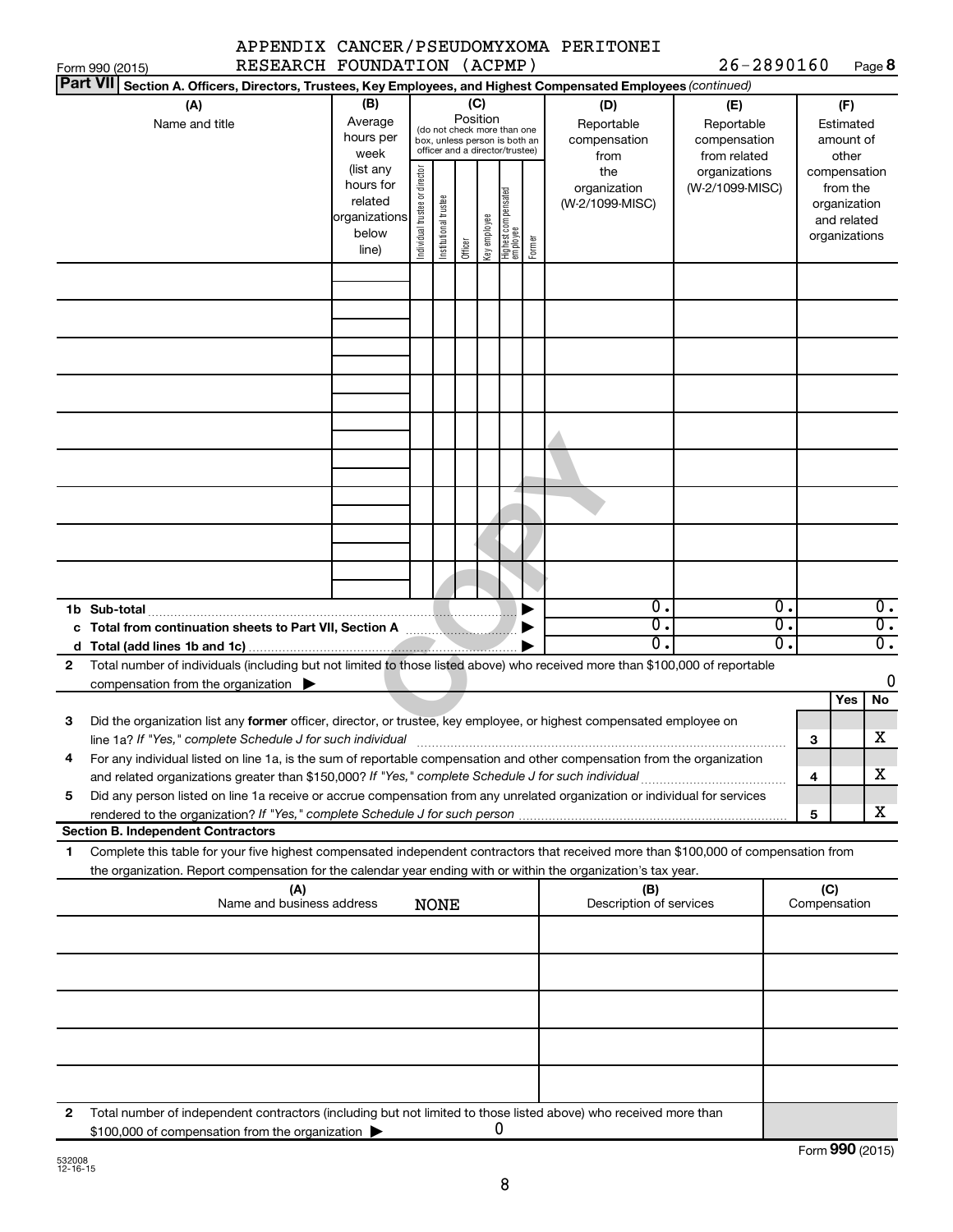APPENDIX CANCER/PSEUDOMYXOMA PERITONEI RESEARCH FOUNDATION (ACPMP) 26-2890160

Form 990 (2015) Page **8**

**Part VII Section A. Officers, Directors, Trustees, Key Employees, and Highest Compensated Employees** *(continued)*

| (A) Name and title | (B) Average hours per week (list any hours for related organizations below line) | (C) Position (do not check more than one box, unless person is both an officer and a director/trustee): Individual trustee or director | Institutional trustee | Officer | Key employee | Highest compensated employee | Former | (D) Reportable compensation from the organization (W-2/1099-MISC) | (E) Reportable compensation from related organizations (W-2/1099-MISC) | (F) Estimated amount of other compensation from the organization and related organizations |
|---|---|---|---|---|---|---|---|---|---|---|
| | | | | | | | | | | |
| | | | | | | | | | | |
| | | | | | | | | | | |
| | | | | | | | | | | |
| | | | | | | | | | | |
| | | | | | | | | | | |
| | | | | | | | | | | |
| | | | | | | | | | | |
| | | | | | | | | | | |
| **1b Sub-total** | | | | | | | ▶ | 0. | 0. | 0. |
| **c Total from continuation sheets to Part VII, Section A** | | | | | | | ▶ | 0. | 0. | 0. |
| **d Total (add lines 1b and 1c)** | | | | | | | ▶ | 0. | 0. | 0. |

**2** Total number of individuals (including but not limited to those listed above) who received more than $100,000 of reportable compensation from the organization ▶ 0

| | | | Yes | No |
|---|---|---|---|---|
| **3** | Did the organization list any **former** officer, director, or trustee, key employee, or highest compensated employee on line 1a? *If "Yes," complete Schedule J for such individual* | **3** | | X |
| **4** | For any individual listed on line 1a, is the sum of reportable compensation and other compensation from the organization and related organizations greater than $150,000? *If "Yes," complete Schedule J for such individual* | **4** | | X |
| **5** | Did any person listed on line 1a receive or accrue compensation from any unrelated organization or individual for services rendered to the organization? *If "Yes," complete Schedule J for such person* | **5** | | X |

**Section B. Independent Contractors**

**1** Complete this table for your five highest compensated independent contractors that received more than $100,000 of compensation from the organization. Report compensation for the calendar year ending with or within the organization's tax year.

| (A) Name and business address NONE | (B) Description of services | (C) Compensation |
|---|---|---|
| | | |
| | | |
| | | |
| | | |
| | | |

**2** Total number of independent contractors (including but not limited to those listed above) who received more than $100,000 of compensation from the organization ▶ 0

Form **990** (2015)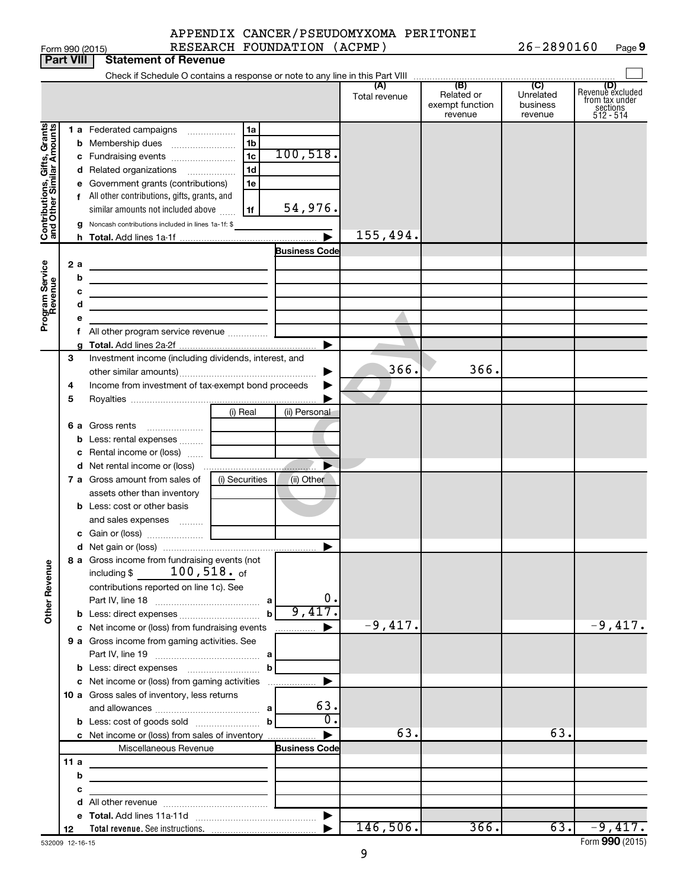Form 990 (2015) APPENDIX CANCER/PSEUDOMYXOMA PERITONEI RESEARCH FOUNDATION (ACPMP) 26-2890160 Page 9

## Part VIII Statement of Revenue

Check if Schedule O contains a response or note to any line in this Part VIII

| | | | | (A) Total revenue | (B) Related or exempt function revenue | (C) Unrelated business revenue | (D) Revenue excluded from tax under sections 512 - 514 |
|---|---|---|---|---|---|---|---|
| **Contributions, Gifts, Grants and Other Similar Amounts** | 1 a Federated campaigns | 1a | | | | | |
| | b Membership dues | 1b | | | | | |
| | c Fundraising events | 1c | 100,518. | | | | |
| | d Related organizations | 1d | | | | | |
| | e Government grants (contributions) | 1e | | | | | |
| | f All other contributions, gifts, grants, and similar amounts not included above | 1f | 54,976. | | | | |
| | g Noncash contributions included in lines 1a-1f: $ | | | | | | |
| | h Total. Add lines 1a-1f | | ▶ | 155,494. | | | |
| **Program Service Revenue** | | | Business Code | | | | |
| | 2 a | | | | | | |
| | b | | | | | | |
| | c | | | | | | |
| | d | | | | | | |
| | e | | | | | | |
| | f All other program service revenue | | | | | | |
| | g Total. Add lines 2a-2f | | ▶ | | | | |
| | 3 Investment income (including dividends, interest, and other similar amounts) | | ▶ | 366. | 366. | | |
| | 4 Income from investment of tax-exempt bond proceeds | | ▶ | | | | |
| | 5 Royalties | | ▶ | | | | |
| | | (i) Real | (ii) Personal | | | | |
| | 6 a Gross rents | | | | | | |
| | b Less: rental expenses | | | | | | |
| | c Rental income or (loss) | | | | | | |
| | d Net rental income or (loss) | | ▶ | | | | |
| | | (i) Securities | (ii) Other | | | | |
| | 7 a Gross amount from sales of assets other than inventory | | | | | | |
| | b Less: cost or other basis and sales expenses | | | | | | |
| | c Gain or (loss) | | | | | | |
| | d Net gain or (loss) | | ▶ | | | | |
| **Other Revenue** | 8 a Gross income from fundraising events (not including $ 100,518. of contributions reported on line 1c). See Part IV, line 18 | a | 0. | | | | |
| | b Less: direct expenses | b | 9,417. | | | | |
| | c Net income or (loss) from fundraising events | | ▶ | -9,417. | | | -9,417. |
| | 9 a Gross income from gaming activities. See Part IV, line 19 | a | | | | | |
| | b Less: direct expenses | b | | | | | |
| | c Net income or (loss) from gaming activities | | ▶ | | | | |
| | 10 a Gross sales of inventory, less returns and allowances | a | 63. | | | | |
| | b Less: cost of goods sold | b | 0. | | | | |
| | c Net income or (loss) from sales of inventory | | ▶ | 63. | | 63. | |
| | Miscellaneous Revenue | | Business Code | | | | |
| | 11 a | | | | | | |
| | b | | | | | | |
| | c | | | | | | |
| | d All other revenue | | | | | | |
| | e Total. Add lines 11a-11d | | ▶ | | | | |
| | 12 Total revenue. See instructions. | | ▶ | 146,506. | 366. | 63. | -9,417. |

532009 12-16-15 Form 990 (2015)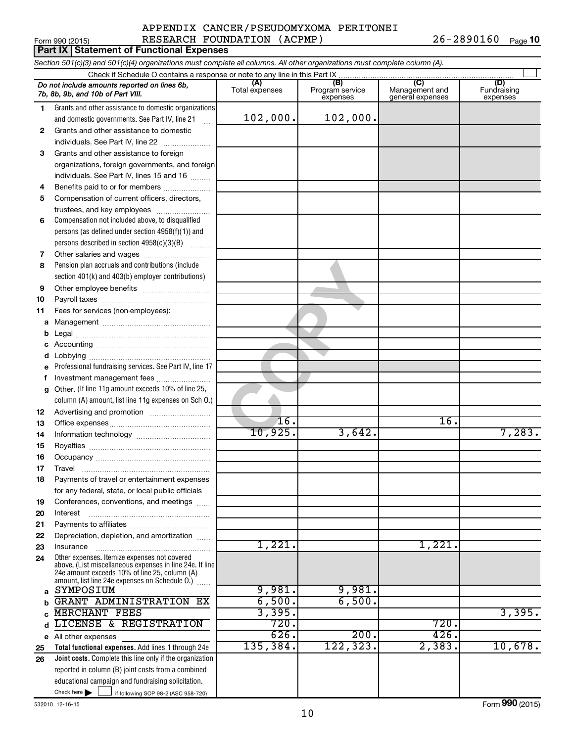APPENDIX CANCER/PSEUDOMYXOMA PERITONEI RESEARCH FOUNDATION (ACPMP) 26-2890160

Form 990 (2015)

## Part IX Statement of Functional Expenses

*Section 501(c)(3) and 501(c)(4) organizations must complete all columns. All other organizations must complete column (A).*

Check if Schedule O contains a response or note to any line in this Part IX ☐

| | Do not include amounts reported on lines 6b, 7b, 8b, 9b, and 10b of Part VIII. | (A) Total expenses | (B) Program service expenses | (C) Management and general expenses | (D) Fundraising expenses |
|---|---|---|---|---|---|
| 1 | Grants and other assistance to domestic organizations and domestic governments. See Part IV, line 21 | 102,000. | 102,000. | | |
| 2 | Grants and other assistance to domestic individuals. See Part IV, line 22 | | | | |
| 3 | Grants and other assistance to foreign organizations, foreign governments, and foreign individuals. See Part IV, lines 15 and 16 | | | | |
| 4 | Benefits paid to or for members | | | | |
| 5 | Compensation of current officers, directors, trustees, and key employees | | | | |
| 6 | Compensation not included above, to disqualified persons (as defined under section 4958(f)(1)) and persons described in section 4958(c)(3)(B) | | | | |
| 7 | Other salaries and wages | | | | |
| 8 | Pension plan accruals and contributions (include section 401(k) and 403(b) employer contributions) | | | | |
| 9 | Other employee benefits | | | | |
| 10 | Payroll taxes | | | | |
| 11 | Fees for services (non-employees): | | | | |
| a | Management | | | | |
| b | Legal | | | | |
| c | Accounting | | | | |
| d | Lobbying | | | | |
| e | Professional fundraising services. See Part IV, line 17 | | | | |
| f | Investment management fees | | | | |
| g | Other. (If line 11g amount exceeds 10% of line 25, column (A) amount, list line 11g expenses on Sch O.) | | | | |
| 12 | Advertising and promotion | | | | |
| 13 | Office expenses | 16. | | 16. | |
| 14 | Information technology | 10,925. | 3,642. | | 7,283. |
| 15 | Royalties | | | | |
| 16 | Occupancy | | | | |
| 17 | Travel | | | | |
| 18 | Payments of travel or entertainment expenses for any federal, state, or local public officials | | | | |
| 19 | Conferences, conventions, and meetings | | | | |
| 20 | Interest | | | | |
| 21 | Payments to affiliates | | | | |
| 22 | Depreciation, depletion, and amortization | | | | |
| 23 | Insurance | 1,221. | | 1,221. | |
| 24 | Other expenses. Itemize expenses not covered above. (List miscellaneous expenses in line 24e. If line 24e amount exceeds 10% of line 25, column (A) amount, list line 24e expenses on Schedule O.) | | | | |
| a | SYMPOSIUM | 9,981. | 9,981. | | |
| b | GRANT ADMINISTRATION EX | 6,500. | 6,500. | | |
| c | MERCHANT FEES | 3,395. | | | 3,395. |
| d | LICENSE & REGISTRATION | 720. | | 720. | |
| e | All other expenses | 626. | 200. | 426. | |
| 25 | **Total functional expenses.** Add lines 1 through 24e | 135,384. | 122,323. | 2,383. | 10,678. |
| 26 | **Joint costs.** Complete this line only if the organization reported in column (B) joint costs from a combined educational campaign and fundraising solicitation. Check here ☐ if following SOP 98-2 (ASC 958-720) | | | | |

532010 12-16-15

Form **990** (2015)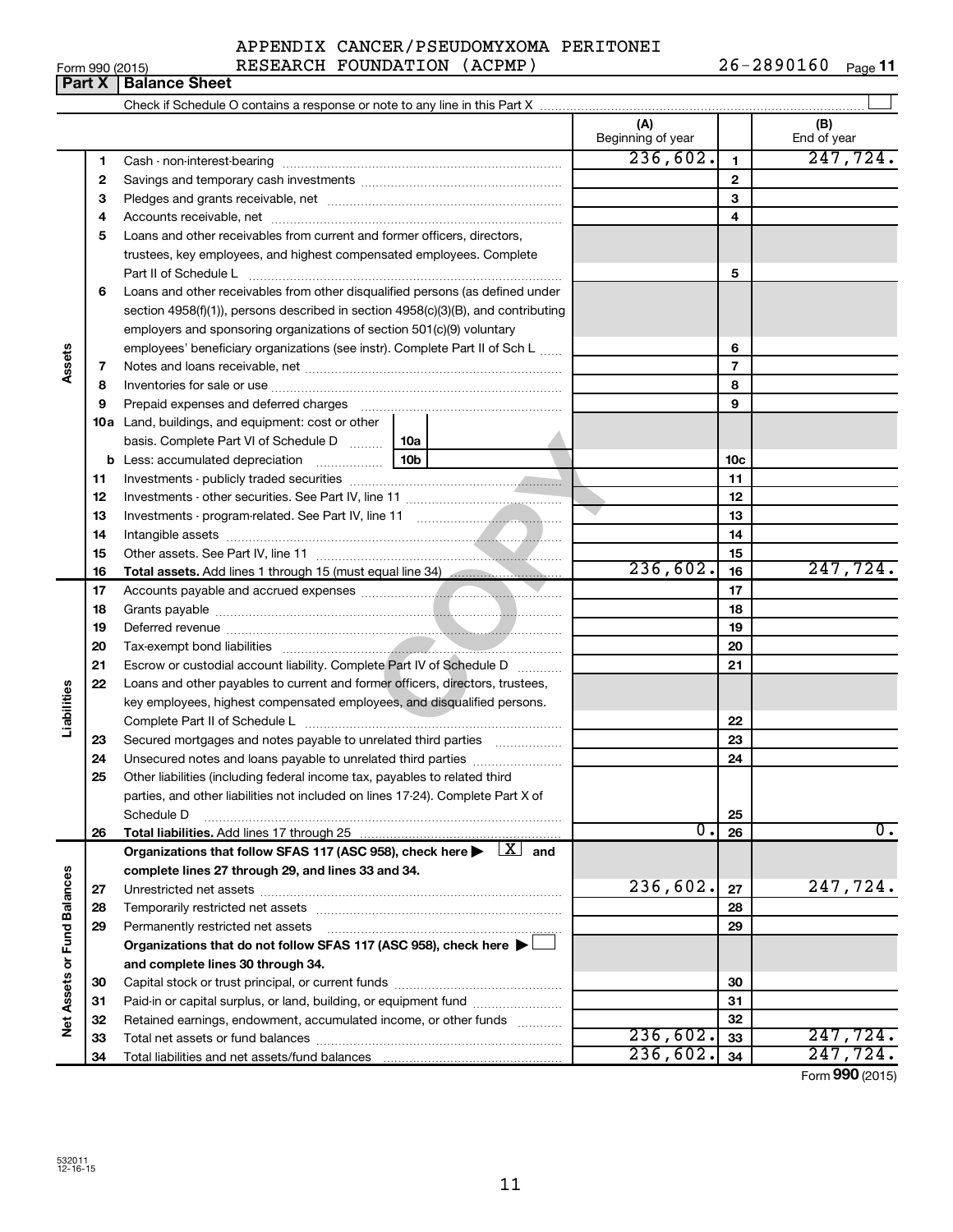APPENDIX CANCER/PSEUDOMYXOMA PERITONEI RESEARCH FOUNDATION (ACPMP) 26-2890160

Form 990 (2015)

## Part X | Balance Sheet

Check if Schedule O contains a response or note to any line in this Part X ☐

| | | | (A) Beginning of year | | (B) End of year |
|---|---|---|---|---|---|
| **Assets** | 1 | Cash - non-interest-bearing | 236,602. | 1 | 247,724. |
| | 2 | Savings and temporary cash investments | | 2 | |
| | 3 | Pledges and grants receivable, net | | 3 | |
| | 4 | Accounts receivable, net | | 4 | |
| | 5 | Loans and other receivables from current and former officers, directors, trustees, key employees, and highest compensated employees. Complete Part II of Schedule L | | 5 | |
| | 6 | Loans and other receivables from other disqualified persons (as defined under section 4958(f)(1)), persons described in section 4958(c)(3)(B), and contributing employers and sponsoring organizations of section 501(c)(9) voluntary employees' beneficiary organizations (see instr). Complete Part II of Sch L | | 6 | |
| | 7 | Notes and loans receivable, net | | 7 | |
| | 8 | Inventories for sale or use | | 8 | |
| | 9 | Prepaid expenses and deferred charges | | 9 | |
| | 10a | Land, buildings, and equipment: cost or other basis. Complete Part VI of Schedule D ... 10a | | | |
| | b | Less: accumulated depreciation ... 10b | | 10c | |
| | 11 | Investments - publicly traded securities | | 11 | |
| | 12 | Investments - other securities. See Part IV, line 11 | | 12 | |
| | 13 | Investments - program-related. See Part IV, line 11 | | 13 | |
| | 14 | Intangible assets | | 14 | |
| | 15 | Other assets. See Part IV, line 11 | | 15 | |
| | 16 | **Total assets.** Add lines 1 through 15 (must equal line 34) | 236,602. | 16 | 247,724. |
| **Liabilities** | 17 | Accounts payable and accrued expenses | | 17 | |
| | 18 | Grants payable | | 18 | |
| | 19 | Deferred revenue | | 19 | |
| | 20 | Tax-exempt bond liabilities | | 20 | |
| | 21 | Escrow or custodial account liability. Complete Part IV of Schedule D | | 21 | |
| | 22 | Loans and other payables to current and former officers, directors, trustees, key employees, highest compensated employees, and disqualified persons. Complete Part II of Schedule L | | 22 | |
| | 23 | Secured mortgages and notes payable to unrelated third parties | | 23 | |
| | 24 | Unsecured notes and loans payable to unrelated third parties | | 24 | |
| | 25 | Other liabilities (including federal income tax, payables to related third parties, and other liabilities not included on lines 17-24). Complete Part X of Schedule D | | 25 | |
| | 26 | **Total liabilities.** Add lines 17 through 25 | 0. | 26 | 0. |
| **Net Assets or Fund Balances** | | **Organizations that follow SFAS 117 (ASC 958), check here ▶ ☒ and complete lines 27 through 29, and lines 33 and 34.** | | | |
| | 27 | Unrestricted net assets | 236,602. | 27 | 247,724. |
| | 28 | Temporarily restricted net assets | | 28 | |
| | 29 | Permanently restricted net assets | | 29 | |
| | | **Organizations that do not follow SFAS 117 (ASC 958), check here ▶ ☐ and complete lines 30 through 34.** | | | |
| | 30 | Capital stock or trust principal, or current funds | | 30 | |
| | 31 | Paid-in or capital surplus, or land, building, or equipment fund | | 31 | |
| | 32 | Retained earnings, endowment, accumulated income, or other funds | | 32 | |
| | 33 | Total net assets or fund balances | 236,602. | 33 | 247,724. |
| | 34 | Total liabilities and net assets/fund balances | 236,602. | 34 | 247,724. |

Form **990** (2015)

532011 12-16-15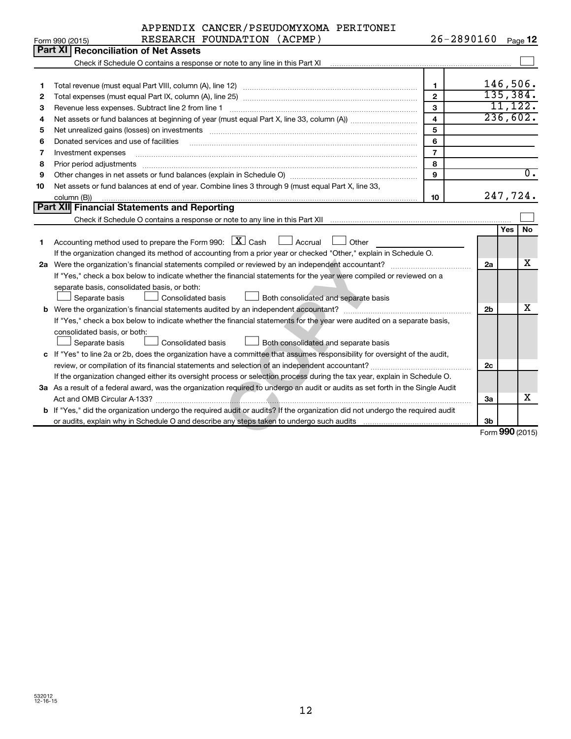Form 990 (2015) APPENDIX CANCER/PSEUDOMYXOMA PERITONEI RESEARCH FOUNDATION (ACPMP) 26-2890160 Page **12**

## Part XI Reconciliation of Net Assets

Check if Schedule O contains a response or note to any line in this Part XI ☐

| | | | |
|---|---|---|---|
| 1 | Total revenue (must equal Part VIII, column (A), line 12) | 1 | 146,506. |
| 2 | Total expenses (must equal Part IX, column (A), line 25) | 2 | 135,384. |
| 3 | Revenue less expenses. Subtract line 2 from line 1 | 3 | 11,122. |
| 4 | Net assets or fund balances at beginning of year (must equal Part X, line 33, column (A)) | 4 | 236,602. |
| 5 | Net unrealized gains (losses) on investments | 5 | |
| 6 | Donated services and use of facilities | 6 | |
| 7 | Investment expenses | 7 | |
| 8 | Prior period adjustments | 8 | |
| 9 | Other changes in net assets or fund balances (explain in Schedule O) | 9 | 0. |
| 10 | Net assets or fund balances at end of year. Combine lines 3 through 9 (must equal Part X, line 33, column (B)) | 10 | 247,724. |

## Part XII Financial Statements and Reporting

Check if Schedule O contains a response or note to any line in this Part XII ☐

| | | | Yes | No |
|---|---|---|---|---|
| 1 | Accounting method used to prepare the Form 990: ☒ Cash ☐ Accrual ☐ Other<br>If the organization changed its method of accounting from a prior year or checked "Other," explain in Schedule O. | | | |
| 2a | Were the organization's financial statements compiled or reviewed by an independent accountant?<br>If "Yes," check a box below to indicate whether the financial statements for the year were compiled or reviewed on a separate basis, consolidated basis, or both:<br>☐ Separate basis ☐ Consolidated basis ☐ Both consolidated and separate basis | 2a | | X |
| b | Were the organization's financial statements audited by an independent accountant?<br>If "Yes," check a box below to indicate whether the financial statements for the year were audited on a separate basis, consolidated basis, or both:<br>☐ Separate basis ☐ Consolidated basis ☐ Both consolidated and separate basis | 2b | | X |
| c | If "Yes" to line 2a or 2b, does the organization have a committee that assumes responsibility for oversight of the audit, review, or compilation of its financial statements and selection of an independent accountant?<br>If the organization changed either its oversight process or selection process during the tax year, explain in Schedule O. | 2c | | |
| 3a | As a result of a federal award, was the organization required to undergo an audit or audits as set forth in the Single Audit Act and OMB Circular A-133? | 3a | | X |
| b | If "Yes," did the organization undergo the required audit or audits? If the organization did not undergo the required audit or audits, explain why in Schedule O and describe any steps taken to undergo such audits | 3b | | |

Form **990** (2015)

532012 12-16-15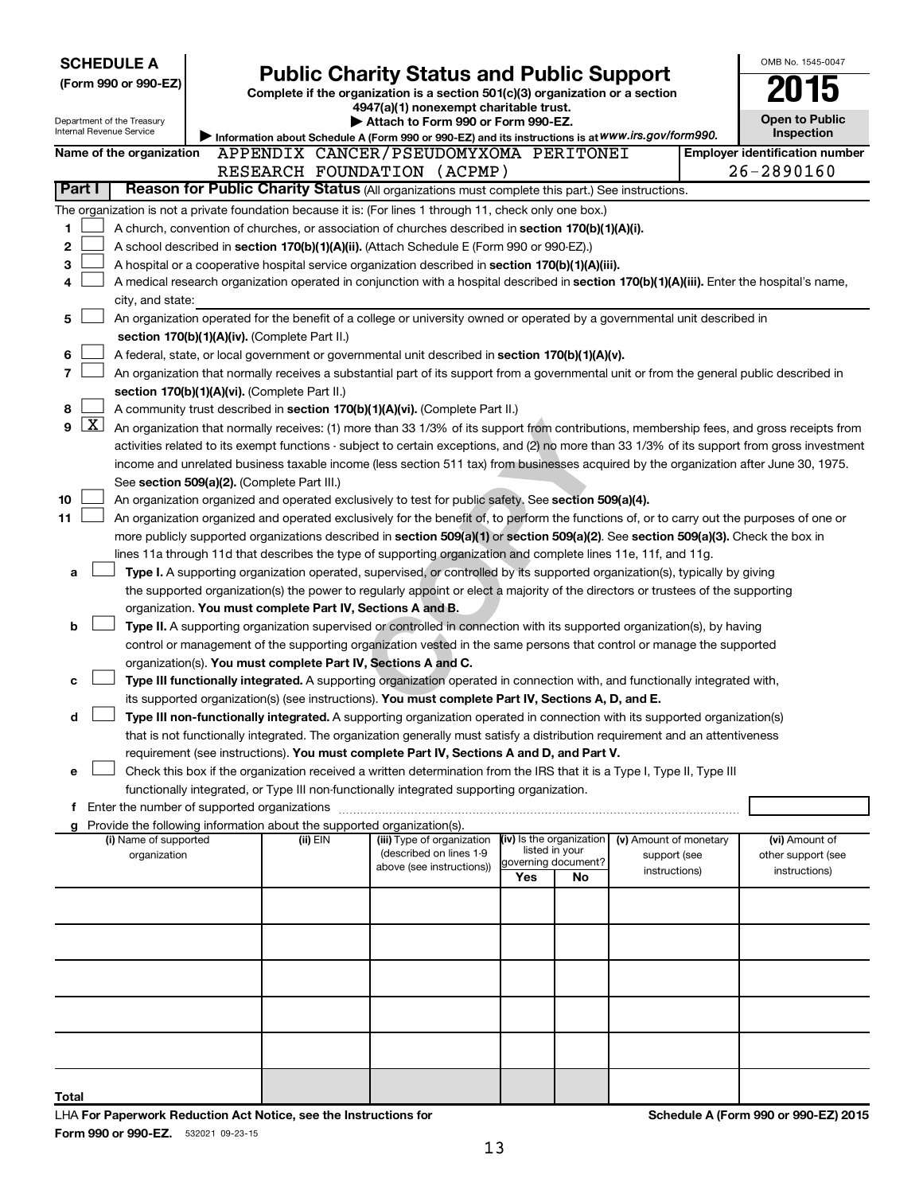**SCHEDULE A**
**(Form 990 or 990-EZ)**

Department of the Treasury
Internal Revenue Service

# Public Charity Status and Public Support

**Complete if the organization is a section 501(c)(3) organization or a section 4947(a)(1) nonexempt charitable trust.**
**▶ Attach to Form 990 or Form 990-EZ.**
▶ Information about Schedule A (Form 990 or 990-EZ) and its instructions is at www.irs.gov/form990.

OMB No. 1545-0047
**2015**
**Open to Public Inspection**

**Name of the organization** APPENDIX CANCER/PSEUDOMYXOMA PERITONEI RESEARCH FOUNDATION (ACPMP)

**Employer identification number** 26-2890160

**Part I** **Reason for Public Charity Status** (All organizations must complete this part.) See instructions.

The organization is not a private foundation because it is: (For lines 1 through 11, check only one box.)

1. [ ] A church, convention of churches, or association of churches described in **section 170(b)(1)(A)(i).**
2. [ ] A school described in **section 170(b)(1)(A)(ii).** (Attach Schedule E (Form 990 or 990-EZ).)
3. [ ] A hospital or a cooperative hospital service organization described in **section 170(b)(1)(A)(iii).**
4. [ ] A medical research organization operated in conjunction with a hospital described in **section 170(b)(1)(A)(iii).** Enter the hospital's name, city, and state:
5. [ ] An organization operated for the benefit of a college or university owned or operated by a governmental unit described in **section 170(b)(1)(A)(iv).** (Complete Part II.)
6. [ ] A federal, state, or local government or governmental unit described in **section 170(b)(1)(A)(v).**
7. [ ] An organization that normally receives a substantial part of its support from a governmental unit or from the general public described in **section 170(b)(1)(A)(vi).** (Complete Part II.)
8. [ ] A community trust described in **section 170(b)(1)(A)(vi).** (Complete Part II.)
9. [X] An organization that normally receives: (1) more than 33 1/3% of its support from contributions, membership fees, and gross receipts from activities related to its exempt functions - subject to certain exceptions, and (2) no more than 33 1/3% of its support from gross investment income and unrelated business taxable income (less section 511 tax) from businesses acquired by the organization after June 30, 1975. See **section 509(a)(2).** (Complete Part III.)
10. [ ] An organization organized and operated exclusively to test for public safety. See **section 509(a)(4).**
11. [ ] An organization organized and operated exclusively for the benefit of, to perform the functions of, or to carry out the purposes of one or more publicly supported organizations described in **section 509(a)(1)** or **section 509(a)(2).** See **section 509(a)(3).** Check the box in lines 11a through 11d that describes the type of supporting organization and complete lines 11e, 11f, and 11g.
   - **a** [ ] **Type I.** A supporting organization operated, supervised, or controlled by its supported organization(s), typically by giving the supported organization(s) the power to regularly appoint or elect a majority of the directors or trustees of the supporting organization. **You must complete Part IV, Sections A and B.**
   - **b** [ ] **Type II.** A supporting organization supervised or controlled in connection with its supported organization(s), by having control or management of the supporting organization vested in the same persons that control or manage the supported organization(s). **You must complete Part IV, Sections A and C.**
   - **c** [ ] **Type III functionally integrated.** A supporting organization operated in connection with, and functionally integrated with, its supported organization(s) (see instructions). **You must complete Part IV, Sections A, D, and E.**
   - **d** [ ] **Type III non-functionally integrated.** A supporting organization operated in connection with its supported organization(s) that is not functionally integrated. The organization generally must satisfy a distribution requirement and an attentiveness requirement (see instructions). **You must complete Part IV, Sections A and D, and Part V.**
   - **e** [ ] Check this box if the organization received a written determination from the IRS that it is a Type I, Type II, Type III functionally integrated, or Type III non-functionally integrated supporting organization.
   - **f** Enter the number of supported organizations
   - **g** Provide the following information about the supported organization(s).

| (i) Name of supported organization | (ii) EIN | (iii) Type of organization (described on lines 1-9 above (see instructions)) | (iv) Is the organization listed in your governing document? Yes | No | (v) Amount of monetary support (see instructions) | (vi) Amount of other support (see instructions) |
|---|---|---|---|---|---|---|
| | | | | | | |
| | | | | | | |
| | | | | | | |
| | | | | | | |
| | | | | | | |
| **Total** | | | | | | |

LHA **For Paperwork Reduction Act Notice, see the Instructions for Form 990 or 990-EZ.** 532021 09-23-15

**Schedule A (Form 990 or 990-EZ) 2015**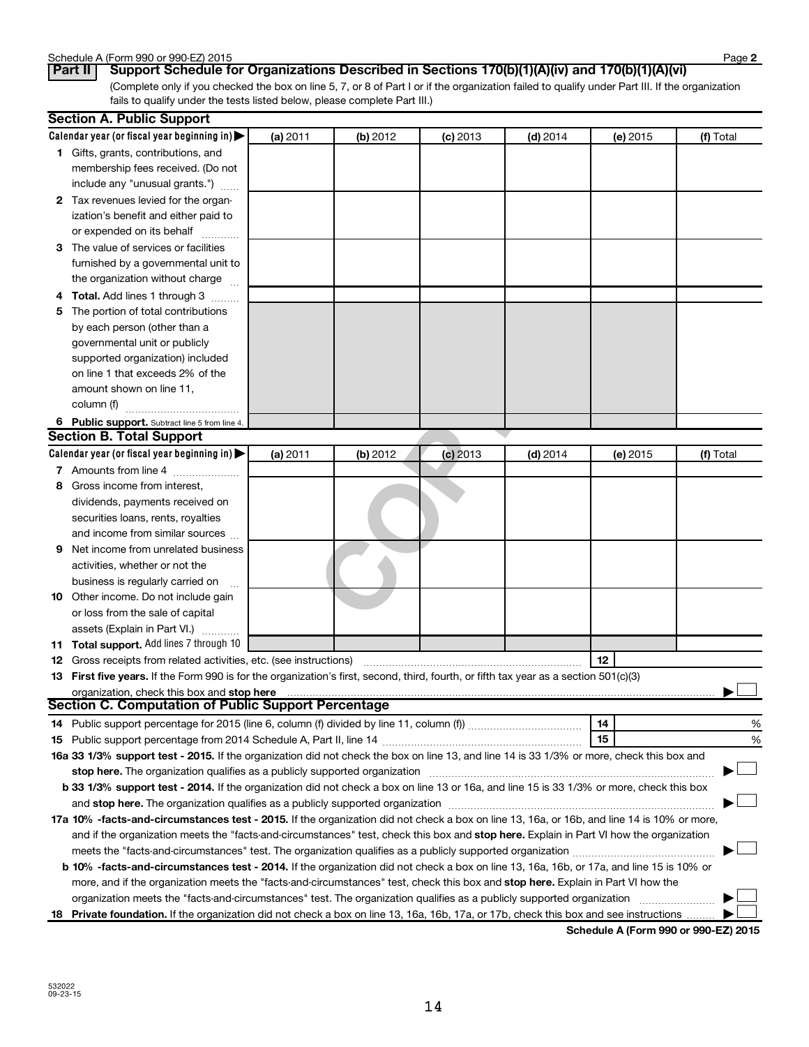Schedule A (Form 990 or 990-EZ) 2015

## Part II Support Schedule for Organizations Described in Sections 170(b)(1)(A)(iv) and 170(b)(1)(A)(vi)

(Complete only if you checked the box on line 5, 7, or 8 of Part I or if the organization failed to qualify under Part III. If the organization fails to qualify under the tests listed below, please complete Part III.)

### Section A. Public Support

| Calendar year (or fiscal year beginning in) ▶ | (a) 2011 | (b) 2012 | (c) 2013 | (d) 2014 | (e) 2015 | (f) Total |
|---|---|---|---|---|---|---|
| **1** Gifts, grants, contributions, and membership fees received. (Do not include any "unusual grants.") | | | | | | |
| **2** Tax revenues levied for the organization's benefit and either paid to or expended on its behalf | | | | | | |
| **3** The value of services or facilities furnished by a governmental unit to the organization without charge | | | | | | |
| **4** **Total.** Add lines 1 through 3 | | | | | | |
| **5** The portion of total contributions by each person (other than a governmental unit or publicly supported organization) included on line 1 that exceeds 2% of the amount shown on line 11, column (f) | | | | | | |
| **6** **Public support.** Subtract line 5 from line 4. | | | | | | |

### Section B. Total Support

| Calendar year (or fiscal year beginning in) ▶ | (a) 2011 | (b) 2012 | (c) 2013 | (d) 2014 | (e) 2015 | (f) Total |
|---|---|---|---|---|---|---|
| **7** Amounts from line 4 | | | | | | |
| **8** Gross income from interest, dividends, payments received on securities loans, rents, royalties and income from similar sources | | | | | | |
| **9** Net income from unrelated business activities, whether or not the business is regularly carried on | | | | | | |
| **10** Other income. Do not include gain or loss from the sale of capital assets (Explain in Part VI.) | | | | | | |
| **11** **Total support.** Add lines 7 through 10 | | | | | | |

**12** Gross receipts from related activities, etc. (see instructions) | **12** |

**13** **First five years.** If the Form 990 is for the organization's first, second, third, fourth, or fifth tax year as a section 501(c)(3) organization, check this box and **stop here** ▶ ☐

### Section C. Computation of Public Support Percentage

**14** Public support percentage for 2015 (line 6, column (f) divided by line 11, column (f)) | **14** | %

**15** Public support percentage from 2014 Schedule A, Part II, line 14 | **15** | %

**16a 33 1/3% support test - 2015.** If the organization did not check the box on line 13, and line 14 is 33 1/3% or more, check this box and **stop here.** The organization qualifies as a publicly supported organization ▶ ☐

**b 33 1/3% support test - 2014.** If the organization did not check a box on line 13 or 16a, and line 15 is 33 1/3% or more, check this box and **stop here.** The organization qualifies as a publicly supported organization ▶ ☐

**17a 10% -facts-and-circumstances test - 2015.** If the organization did not check a box on line 13, 16a, or 16b, and line 14 is 10% or more, and if the organization meets the "facts-and-circumstances" test, check this box and **stop here.** Explain in Part VI how the organization meets the "facts-and-circumstances" test. The organization qualifies as a publicly supported organization ▶ ☐

**b 10% -facts-and-circumstances test - 2014.** If the organization did not check a box on line 13, 16a, 16b, or 17a, and line 15 is 10% or more, and if the organization meets the "facts-and-circumstances" test, check this box and **stop here.** Explain in Part VI how the organization meets the "facts-and-circumstances" test. The organization qualifies as a publicly supported organization ▶ ☐

**18** **Private foundation.** If the organization did not check a box on line 13, 16a, 16b, 17a, or 17b, check this box and see instructions ▶ ☐

**Schedule A (Form 990 or 990-EZ) 2015**

532022 09-23-15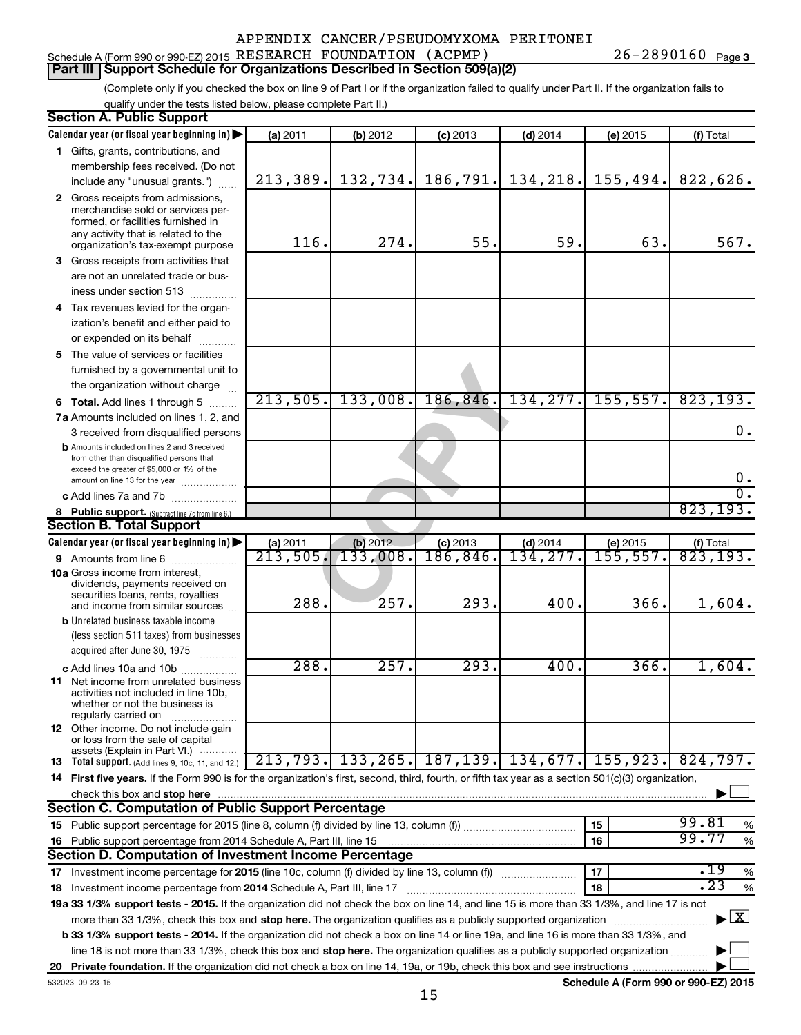APPENDIX CANCER/PSEUDOMYXOMA PERITONEI

Schedule A (Form 990 or 990-EZ) 2015 RESEARCH FOUNDATION (ACPMP) 26-2890160 Page 3

## Part III Support Schedule for Organizations Described in Section 509(a)(2)

(Complete only if you checked the box on line 9 of Part I or if the organization failed to qualify under Part II. If the organization fails to qualify under the tests listed below, please complete Part II.)

### Section A. Public Support

| Calendar year (or fiscal year beginning in) | (a) 2011 | (b) 2012 | (c) 2013 | (d) 2014 | (e) 2015 | (f) Total |
|---|---|---|---|---|---|---|
| **1** Gifts, grants, contributions, and membership fees received. (Do not include any "unusual grants.") | 213,389. | 132,734. | 186,791. | 134,218. | 155,494. | 822,626. |
| **2** Gross receipts from admissions, merchandise sold or services performed, or facilities furnished in any activity that is related to the organization's tax-exempt purpose | 116. | 274. | 55. | 59. | 63. | 567. |
| **3** Gross receipts from activities that are not an unrelated trade or business under section 513 | | | | | | |
| **4** Tax revenues levied for the organization's benefit and either paid to or expended on its behalf | | | | | | |
| **5** The value of services or facilities furnished by a governmental unit to the organization without charge | | | | | | |
| **6 Total.** Add lines 1 through 5 | 213,505. | 133,008. | 186,846. | 134,277. | 155,557. | 823,193. |
| **7a** Amounts included on lines 1, 2, and 3 received from disqualified persons | | | | | | 0. |
| **b** Amounts included on lines 2 and 3 received from other than disqualified persons that exceed the greater of $5,000 or 1% of the amount on line 13 for the year | | | | | | 0. |
| **c** Add lines 7a and 7b | | | | | | 0. |
| **8 Public support.** (Subtract line 7c from line 6.) | | | | | | 823,193. |

### Section B. Total Support

| Calendar year (or fiscal year beginning in) | (a) 2011 | (b) 2012 | (c) 2013 | (d) 2014 | (e) 2015 | (f) Total |
|---|---|---|---|---|---|---|
| **9** Amounts from line 6 | 213,505. | 133,008. | 186,846. | 134,277. | 155,557. | 823,193. |
| **10a** Gross income from interest, dividends, payments received on securities loans, rents, royalties and income from similar sources | 288. | 257. | 293. | 400. | 366. | 1,604. |
| **b** Unrelated business taxable income (less section 511 taxes) from businesses acquired after June 30, 1975 | | | | | | |
| **c** Add lines 10a and 10b | 288. | 257. | 293. | 400. | 366. | 1,604. |
| **11** Net income from unrelated business activities not included in line 10b, whether or not the business is regularly carried on | | | | | | |
| **12** Other income. Do not include gain or loss from the sale of capital assets (Explain in Part VI.) | | | | | | |
| **13 Total support.** (Add lines 9, 10c, 11, and 12.) | 213,793. | 133,265. | 187,139. | 134,677. | 155,923. | 824,797. |

**14 First five years.** If the Form 990 is for the organization's first, second, third, fourth, or fifth tax year as a section 501(c)(3) organization, check this box and **stop here** ☐

### Section C. Computation of Public Support Percentage

| | | |
|---|---|---|
| **15** Public support percentage for 2015 (line 8, column (f) divided by line 13, column (f)) | 15 | 99.81 % |
| **16** Public support percentage from 2014 Schedule A, Part III, line 15 | 16 | 99.77 % |

### Section D. Computation of Investment Income Percentage

| | | |
|---|---|---|
| **17** Investment income percentage for **2015** (line 10c, column (f) divided by line 13, column (f)) | 17 | .19 % |
| **18** Investment income percentage from **2014** Schedule A, Part III, line 17 | 18 | .23 % |

**19a 33 1/3% support tests - 2015.** If the organization did not check the box on line 14, and line 15 is more than 33 1/3%, and line 17 is not more than 33 1/3%, check this box and **stop here.** The organization qualifies as a publicly supported organization ☒

**b 33 1/3% support tests - 2014.** If the organization did not check a box on line 14 or line 19a, and line 16 is more than 33 1/3%, and line 18 is not more than 33 1/3%, check this box and **stop here.** The organization qualifies as a publicly supported organization ☐

**20 Private foundation.** If the organization did not check a box on line 14, 19a, or 19b, check this box and see instructions ☐

532023 09-23-15 **Schedule A (Form 990 or 990-EZ) 2015**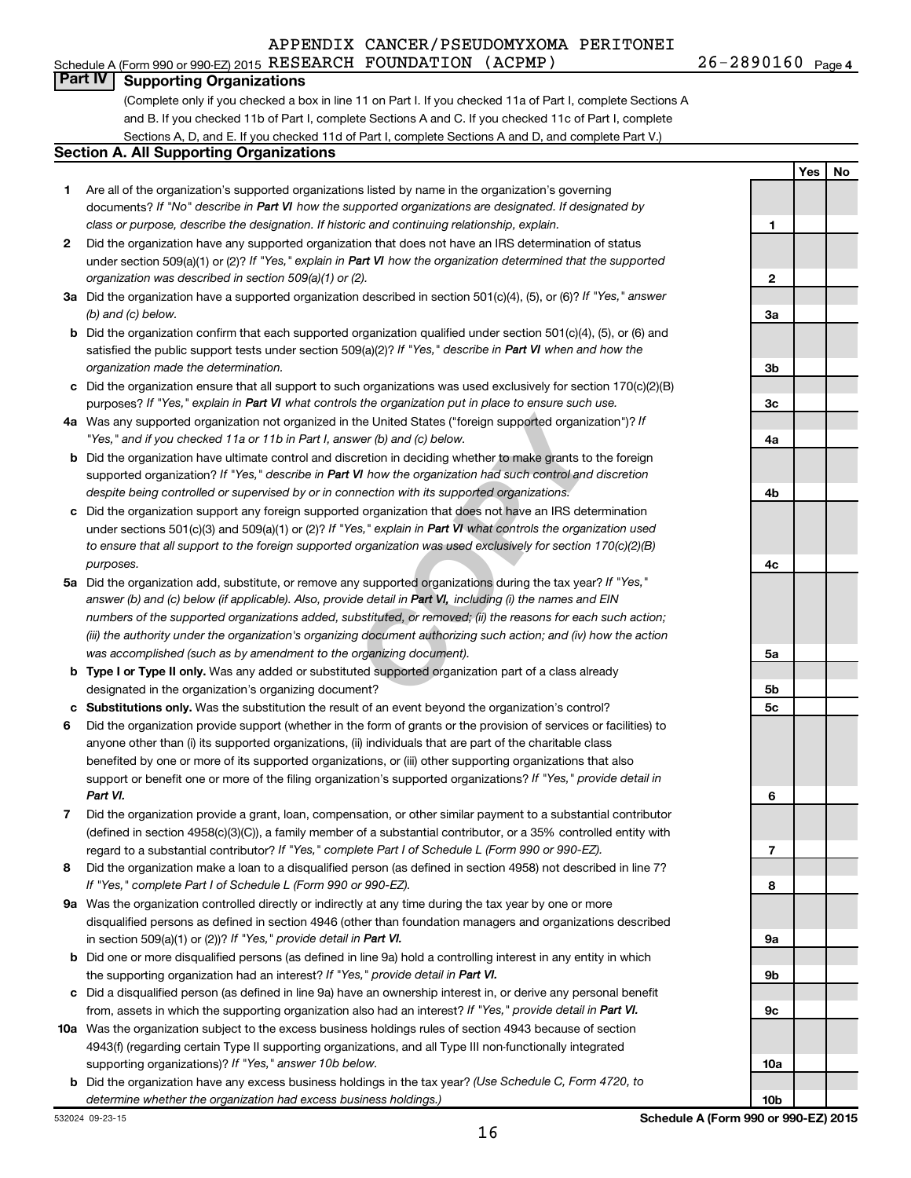APPENDIX CANCER/PSEUDOMYXOMA PERITONEI

Schedule A (Form 990 or 990-EZ) 2015 RESEARCH FOUNDATION (ACPMP) 26-2890160 Page 4

## Part IV Supporting Organizations

(Complete only if you checked a box in line 11 on Part I. If you checked 11a of Part I, complete Sections A and B. If you checked 11b of Part I, complete Sections A and C. If you checked 11c of Part I, complete Sections A, D, and E. If you checked 11d of Part I, complete Sections A and D, and complete Part V.)

### Section A. All Supporting Organizations

| | | | Yes | No |
|---|---|---|---|---|
| 1 | Are all of the organization's supported organizations listed by name in the organization's governing documents? *If "No" describe in **Part VI** how the supported organizations are designated. If designated by class or purpose, describe the designation. If historic and continuing relationship, explain.* | 1 | | |
| 2 | Did the organization have any supported organization that does not have an IRS determination of status under section 509(a)(1) or (2)? *If "Yes," explain in **Part VI** how the organization determined that the supported organization was described in section 509(a)(1) or (2).* | 2 | | |
| 3a | Did the organization have a supported organization described in section 501(c)(4), (5), or (6)? *If "Yes," answer (b) and (c) below.* | 3a | | |
| b | Did the organization confirm that each supported organization qualified under section 501(c)(4), (5), or (6) and satisfied the public support tests under section 509(a)(2)? *If "Yes," describe in **Part VI** when and how the organization made the determination.* | 3b | | |
| c | Did the organization ensure that all support to such organizations was used exclusively for section 170(c)(2)(B) purposes? *If "Yes," explain in **Part VI** what controls the organization put in place to ensure such use.* | 3c | | |
| 4a | Was any supported organization not organized in the United States ("foreign supported organization")? *If "Yes," and if you checked 11a or 11b in Part I, answer (b) and (c) below.* | 4a | | |
| b | Did the organization have ultimate control and discretion in deciding whether to make grants to the foreign supported organization? *If "Yes," describe in **Part VI** how the organization had such control and discretion despite being controlled or supervised by or in connection with its supported organizations.* | 4b | | |
| c | Did the organization support any foreign supported organization that does not have an IRS determination under sections 501(c)(3) and 509(a)(1) or (2)? *If "Yes," explain in **Part VI** what controls the organization used to ensure that all support to the foreign supported organization was used exclusively for section 170(c)(2)(B) purposes.* | 4c | | |
| 5a | Did the organization add, substitute, or remove any supported organizations during the tax year? *If "Yes," answer (b) and (c) below (if applicable). Also, provide detail in **Part VI,** including (i) the names and EIN numbers of the supported organizations added, substituted, or removed; (ii) the reasons for each such action; (iii) the authority under the organization's organizing document authorizing such action; and (iv) how the action was accomplished (such as by amendment to the organizing document).* | 5a | | |
| b | **Type I or Type II only.** Was any added or substituted supported organization part of a class already designated in the organization's organizing document? | 5b | | |
| c | **Substitutions only.** Was the substitution the result of an event beyond the organization's control? | 5c | | |
| 6 | Did the organization provide support (whether in the form of grants or the provision of services or facilities) to anyone other than (i) its supported organizations, (ii) individuals that are part of the charitable class benefited by one or more of its supported organizations, or (iii) other supporting organizations that also support or benefit one or more of the filing organization's supported organizations? *If "Yes," provide detail in **Part VI.*** | 6 | | |
| 7 | Did the organization provide a grant, loan, compensation, or other similar payment to a substantial contributor (defined in section 4958(c)(3)(C)), a family member of a substantial contributor, or a 35% controlled entity with regard to a substantial contributor? *If "Yes," complete Part I of Schedule L (Form 990 or 990-EZ).* | 7 | | |
| 8 | Did the organization make a loan to a disqualified person (as defined in section 4958) not described in line 7? *If "Yes," complete Part I of Schedule L (Form 990 or 990-EZ).* | 8 | | |
| 9a | Was the organization controlled directly or indirectly at any time during the tax year by one or more disqualified persons as defined in section 4946 (other than foundation managers and organizations described in section 509(a)(1) or (2))? *If "Yes," provide detail in **Part VI.*** | 9a | | |
| b | Did one or more disqualified persons (as defined in line 9a) hold a controlling interest in any entity in which the supporting organization had an interest? *If "Yes," provide detail in **Part VI.*** | 9b | | |
| c | Did a disqualified person (as defined in line 9a) have an ownership interest in, or derive any personal benefit from, assets in which the supporting organization also had an interest? *If "Yes," provide detail in **Part VI.*** | 9c | | |
| 10a | Was the organization subject to the excess business holdings rules of section 4943 because of section 4943(f) (regarding certain Type II supporting organizations, and all Type III non-functionally integrated supporting organizations)? *If "Yes," answer 10b below.* | 10a | | |
| b | Did the organization have any excess business holdings in the tax year? *(Use Schedule C, Form 4720, to determine whether the organization had excess business holdings.)* | 10b | | |

532024 09-23-15 **Schedule A (Form 990 or 990-EZ) 2015**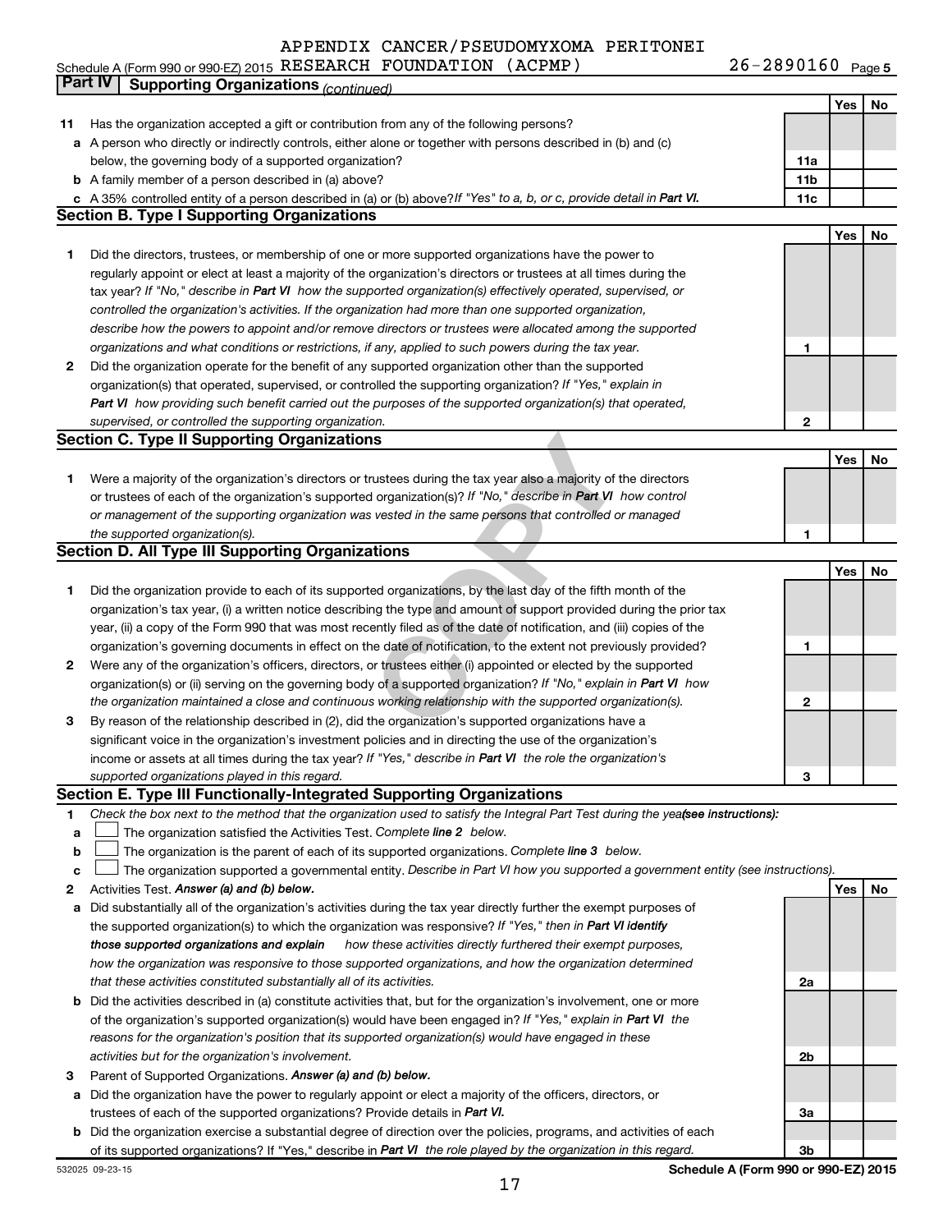Schedule A (Form 990 or 990-EZ) 2015 APPENDIX CANCER/PSEUDOMYXOMA PERITONEI RESEARCH FOUNDATION (ACPMP) 26-2890160 Page 5

## Part IV Supporting Organizations *(continued)*

| | | | Yes | No |
|---|---|---|---|---|
| **11** | Has the organization accepted a gift or contribution from any of the following persons? | | | |
| **a** | A person who directly or indirectly controls, either alone or together with persons described in (b) and (c) below, the governing body of a supported organization? | 11a | | |
| **b** | A family member of a person described in (a) above? | 11b | | |
| **c** | A 35% controlled entity of a person described in (a) or (b) above? *If "Yes" to a, b, or c, provide detail in* ***Part VI.*** | 11c | | |

### Section B. Type I Supporting Organizations

| | | | Yes | No |
|---|---|---|---|---|
| **1** | Did the directors, trustees, or membership of one or more supported organizations have the power to regularly appoint or elect at least a majority of the organization's directors or trustees at all times during the tax year? *If "No," describe in* ***Part VI*** *how the supported organization(s) effectively operated, supervised, or controlled the organization's activities. If the organization had more than one supported organization, describe how the powers to appoint and/or remove directors or trustees were allocated among the supported organizations and what conditions or restrictions, if any, applied to such powers during the tax year.* | 1 | | |
| **2** | Did the organization operate for the benefit of any supported organization other than the supported organization(s) that operated, supervised, or controlled the supporting organization? *If "Yes," explain in* ***Part VI*** *how providing such benefit carried out the purposes of the supported organization(s) that operated, supervised, or controlled the supporting organization.* | 2 | | |

### Section C. Type II Supporting Organizations

| | | | Yes | No |
|---|---|---|---|---|
| **1** | Were a majority of the organization's directors or trustees during the tax year also a majority of the directors or trustees of each of the organization's supported organization(s)? *If "No," describe in* ***Part VI*** *how control or management of the supporting organization was vested in the same persons that controlled or managed the supported organization(s).* | 1 | | |

### Section D. All Type III Supporting Organizations

| | | | Yes | No |
|---|---|---|---|---|
| **1** | Did the organization provide to each of its supported organizations, by the last day of the fifth month of the organization's tax year, (i) a written notice describing the type and amount of support provided during the prior tax year, (ii) a copy of the Form 990 that was most recently filed as of the date of notification, and (iii) copies of the organization's governing documents in effect on the date of notification, to the extent not previously provided? | 1 | | |
| **2** | Were any of the organization's officers, directors, or trustees either (i) appointed or elected by the supported organization(s) or (ii) serving on the governing body of a supported organization? *If "No," explain in* ***Part VI*** *how the organization maintained a close and continuous working relationship with the supported organization(s).* | 2 | | |
| **3** | By reason of the relationship described in (2), did the organization's supported organizations have a significant voice in the organization's investment policies and in directing the use of the organization's income or assets at all times during the tax year? *If "Yes," describe in* ***Part VI*** *the role the organization's supported organizations played in this regard.* | 3 | | |

### Section E. Type III Functionally-Integrated Supporting Organizations

**1** *Check the box next to the method that the organization used to satisfy the Integral Part Test during the year (see instructions):*

- **a** ☐ The organization satisfied the Activities Test. *Complete* ***line 2*** *below.*
- **b** ☐ The organization is the parent of each of its supported organizations. *Complete* ***line 3*** *below.*
- **c** ☐ The organization supported a governmental entity. *Describe in Part VI how you supported a government entity (see instructions).*

| | | | Yes | No |
|---|---|---|---|---|
| **2** | Activities Test. ***Answer (a) and (b) below.*** | | | |
| **a** | Did substantially all of the organization's activities during the tax year directly further the exempt purposes of the supported organization(s) to which the organization was responsive? *If "Yes," then in* ***Part VI identify those supported organizations and explain*** *how these activities directly furthered their exempt purposes, how the organization was responsive to those supported organizations, and how the organization determined that these activities constituted substantially all of its activities.* | 2a | | |
| **b** | Did the activities described in (a) constitute activities that, but for the organization's involvement, one or more of the organization's supported organization(s) would have been engaged in? *If "Yes," explain in* ***Part VI*** *the reasons for the organization's position that its supported organization(s) would have engaged in these activities but for the organization's involvement.* | 2b | | |
| **3** | Parent of Supported Organizations. ***Answer (a) and (b) below.*** | | | |
| **a** | Did the organization have the power to regularly appoint or elect a majority of the officers, directors, or trustees of each of the supported organizations? Provide details in ***Part VI.*** | 3a | | |
| **b** | Did the organization exercise a substantial degree of direction over the policies, programs, and activities of each of its supported organizations? If "Yes," describe in ***Part VI*** *the role played by the organization in this regard.* | 3b | | |

532025 09-23-15 **Schedule A (Form 990 or 990-EZ) 2015**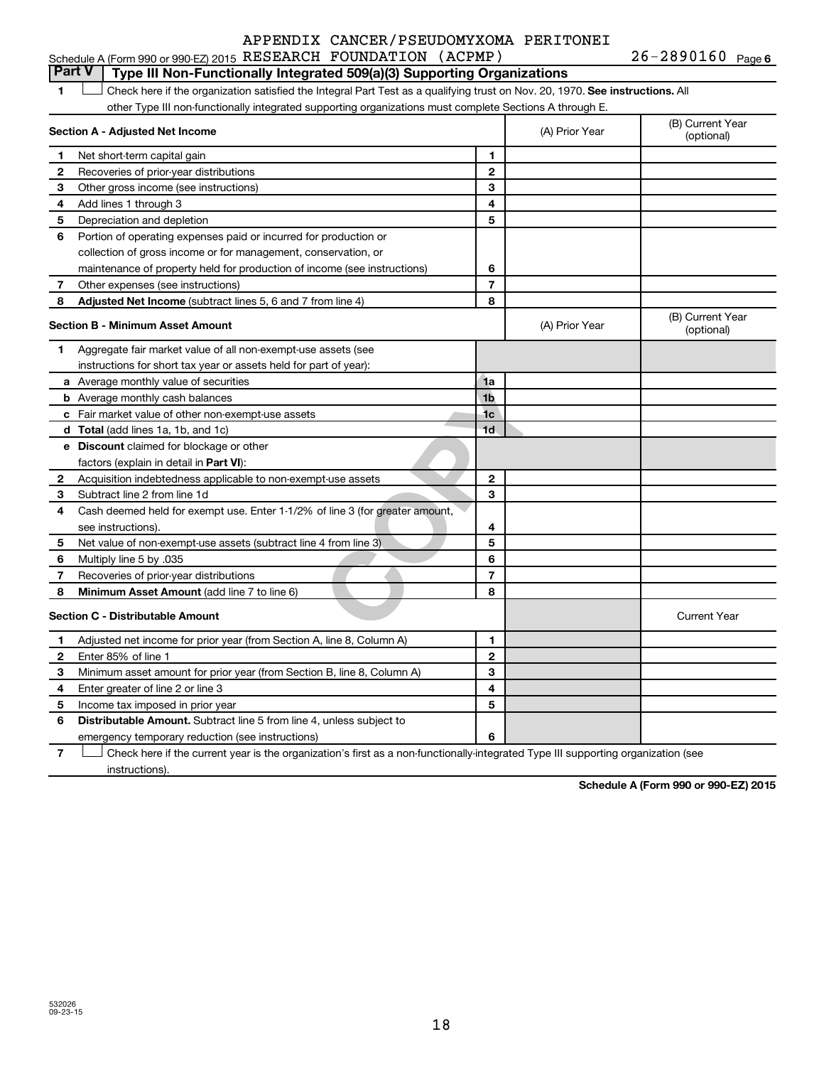APPENDIX CANCER/PSEUDOMYXOMA PERITONEI

Schedule A (Form 990 or 990-EZ) 2015 RESEARCH FOUNDATION (ACPMP) 26-2890160 Page 6

## Part V | Type III Non-Functionally Integrated 509(a)(3) Supporting Organizations

1 ☐ Check here if the organization satisfied the Integral Part Test as a qualifying trust on Nov. 20, 1970. **See instructions.** All other Type III non-functionally integrated supporting organizations must complete Sections A through E.

| **Section A - Adjusted Net Income** | | (A) Prior Year | (B) Current Year (optional) |
|---|---|---|---|
| 1 Net short-term capital gain | 1 | | |
| 2 Recoveries of prior-year distributions | 2 | | |
| 3 Other gross income (see instructions) | 3 | | |
| 4 Add lines 1 through 3 | 4 | | |
| 5 Depreciation and depletion | 5 | | |
| 6 Portion of operating expenses paid or incurred for production or collection of gross income or for management, conservation, or maintenance of property held for production of income (see instructions) | 6 | | |
| 7 Other expenses (see instructions) | 7 | | |
| 8 **Adjusted Net Income** (subtract lines 5, 6 and 7 from line 4) | 8 | | |

| **Section B - Minimum Asset Amount** | | (A) Prior Year | (B) Current Year (optional) |
|---|---|---|---|
| 1 Aggregate fair market value of all non-exempt-use assets (see instructions for short tax year or assets held for part of year): | | | |
| a Average monthly value of securities | 1a | | |
| b Average monthly cash balances | 1b | | |
| c Fair market value of other non-exempt-use assets | 1c | | |
| d **Total** (add lines 1a, 1b, and 1c) | 1d | | |
| e **Discount** claimed for blockage or other factors (explain in detail in **Part VI**): | | | |
| 2 Acquisition indebtedness applicable to non-exempt-use assets | 2 | | |
| 3 Subtract line 2 from line 1d | 3 | | |
| 4 Cash deemed held for exempt use. Enter 1-1/2% of line 3 (for greater amount, see instructions). | 4 | | |
| 5 Net value of non-exempt-use assets (subtract line 4 from line 3) | 5 | | |
| 6 Multiply line 5 by .035 | 6 | | |
| 7 Recoveries of prior-year distributions | 7 | | |
| 8 **Minimum Asset Amount** (add line 7 to line 6) | 8 | | |

| **Section C - Distributable Amount** | | | Current Year |
|---|---|---|---|
| 1 Adjusted net income for prior year (from Section A, line 8, Column A) | 1 | | |
| 2 Enter 85% of line 1 | 2 | | |
| 3 Minimum asset amount for prior year (from Section B, line 8, Column A) | 3 | | |
| 4 Enter greater of line 2 or line 3 | 4 | | |
| 5 Income tax imposed in prior year | 5 | | |
| 6 **Distributable Amount.** Subtract line 5 from line 4, unless subject to emergency temporary reduction (see instructions) | 6 | | |

7 ☐ Check here if the current year is the organization's first as a non-functionally-integrated Type III supporting organization (see instructions).

**Schedule A (Form 990 or 990-EZ) 2015**

532026 09-23-15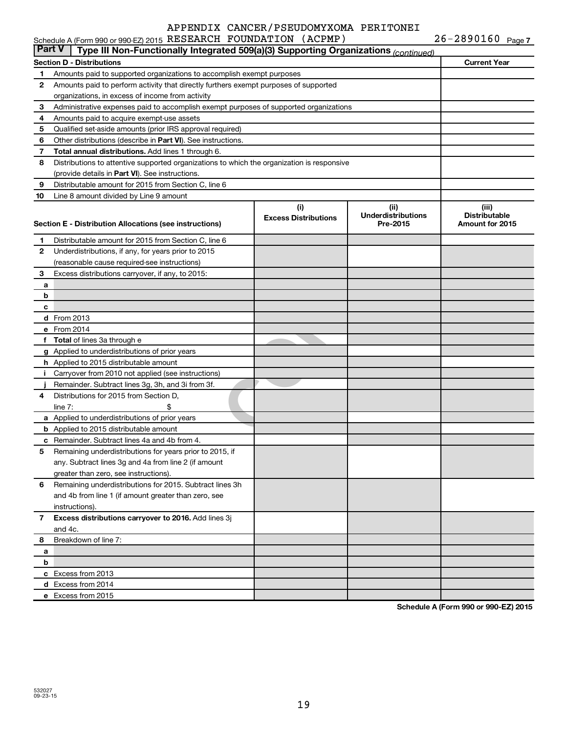Schedule A (Form 990 or 990-EZ) 2015 APPENDIX CANCER/PSEUDOMYXOMA PERITONEI RESEARCH FOUNDATION (ACPMP) 26-2890160 Page 7

**Part V | Type III Non-Functionally Integrated 509(a)(3) Supporting Organizations** *(continued)*

| Section D - Distributions | | Current Year |
|---|---|---|
| 1 | Amounts paid to supported organizations to accomplish exempt purposes | |
| 2 | Amounts paid to perform activity that directly furthers exempt purposes of supported organizations, in excess of income from activity | |
| 3 | Administrative expenses paid to accomplish exempt purposes of supported organizations | |
| 4 | Amounts paid to acquire exempt-use assets | |
| 5 | Qualified set-aside amounts (prior IRS approval required) | |
| 6 | Other distributions (describe in **Part VI**). See instructions. | |
| 7 | **Total annual distributions.** Add lines 1 through 6. | |
| 8 | Distributions to attentive supported organizations to which the organization is responsive (provide details in **Part VI**). See instructions. | |
| 9 | Distributable amount for 2015 from Section C, line 6 | |
| 10 | Line 8 amount divided by Line 9 amount | |

| Section E - Distribution Allocations (see instructions) | | (i) Excess Distributions | (ii) Underdistributions Pre-2015 | (iii) Distributable Amount for 2015 |
|---|---|---|---|---|
| 1 | Distributable amount for 2015 from Section C, line 6 | | | |
| 2 | Underdistributions, if any, for years prior to 2015 (reasonable cause required-see instructions) | | | |
| 3 | Excess distributions carryover, if any, to 2015: | | | |
| a | | | | |
| b | | | | |
| c | | | | |
| d | From 2013 | | | |
| e | From 2014 | | | |
| f | **Total** of lines 3a through e | | | |
| g | Applied to underdistributions of prior years | | | |
| h | Applied to 2015 distributable amount | | | |
| i | Carryover from 2010 not applied (see instructions) | | | |
| j | Remainder. Subtract lines 3g, 3h, and 3i from 3f. | | | |
| 4 | Distributions for 2015 from Section D, line 7: $ | | | |
| a | Applied to underdistributions of prior years | | | |
| b | Applied to 2015 distributable amount | | | |
| c | Remainder. Subtract lines 4a and 4b from 4. | | | |
| 5 | Remaining underdistributions for years prior to 2015, if any. Subtract lines 3g and 4a from line 2 (if amount greater than zero, see instructions). | | | |
| 6 | Remaining underdistributions for 2015. Subtract lines 3h and 4b from line 1 (if amount greater than zero, see instructions). | | | |
| 7 | **Excess distributions carryover to 2016.** Add lines 3j and 4c. | | | |
| 8 | Breakdown of line 7: | | | |
| a | | | | |
| b | | | | |
| c | Excess from 2013 | | | |
| d | Excess from 2014 | | | |
| e | Excess from 2015 | | | |

**Schedule A (Form 990 or 990-EZ) 2015**

532027 09-23-15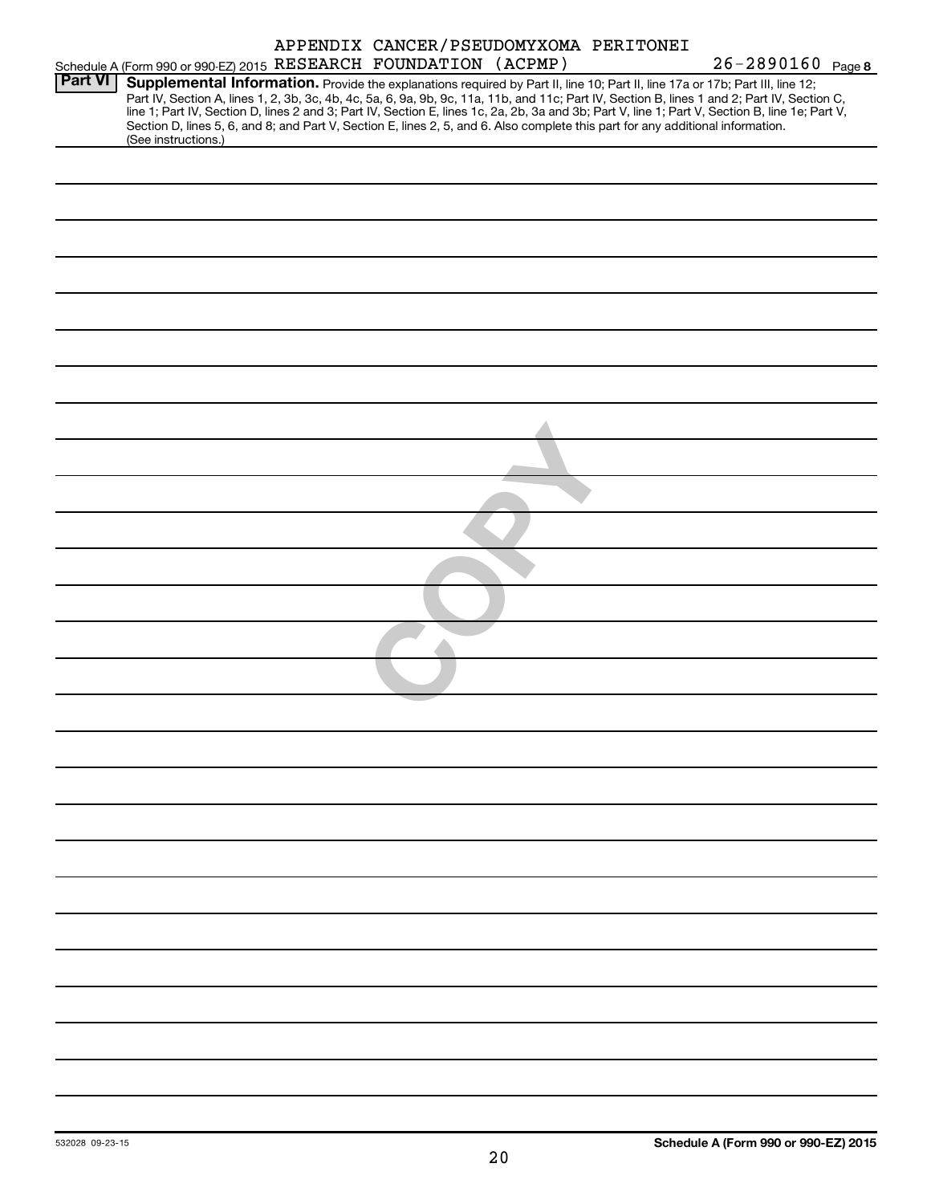APPENDIX CANCER/PSEUDOMYXOMA PERITONEI

Schedule A (Form 990 or 990-EZ) 2015 RESEARCH FOUNDATION (ACPMP) 26-2890160 Page 8

**Part VI** **Supplemental Information.** Provide the explanations required by Part II, line 10; Part II, line 17a or 17b; Part III, line 12; Part IV, Section A, lines 1, 2, 3b, 3c, 4b, 4c, 5a, 6, 9a, 9b, 9c, 11a, 11b, and 11c; Part IV, Section B, lines 1 and 2; Part IV, Section C, line 1; Part IV, Section D, lines 2 and 3; Part IV, Section E, lines 1c, 2a, 2b, 3a and 3b; Part V, line 1; Part V, Section B, line 1e; Part V, Section D, lines 5, 6, and 8; and Part V, Section E, lines 2, 5, and 6. Also complete this part for any additional information. (See instructions.)

COPY

532028 09-23-15 **Schedule A (Form 990 or 990-EZ) 2015**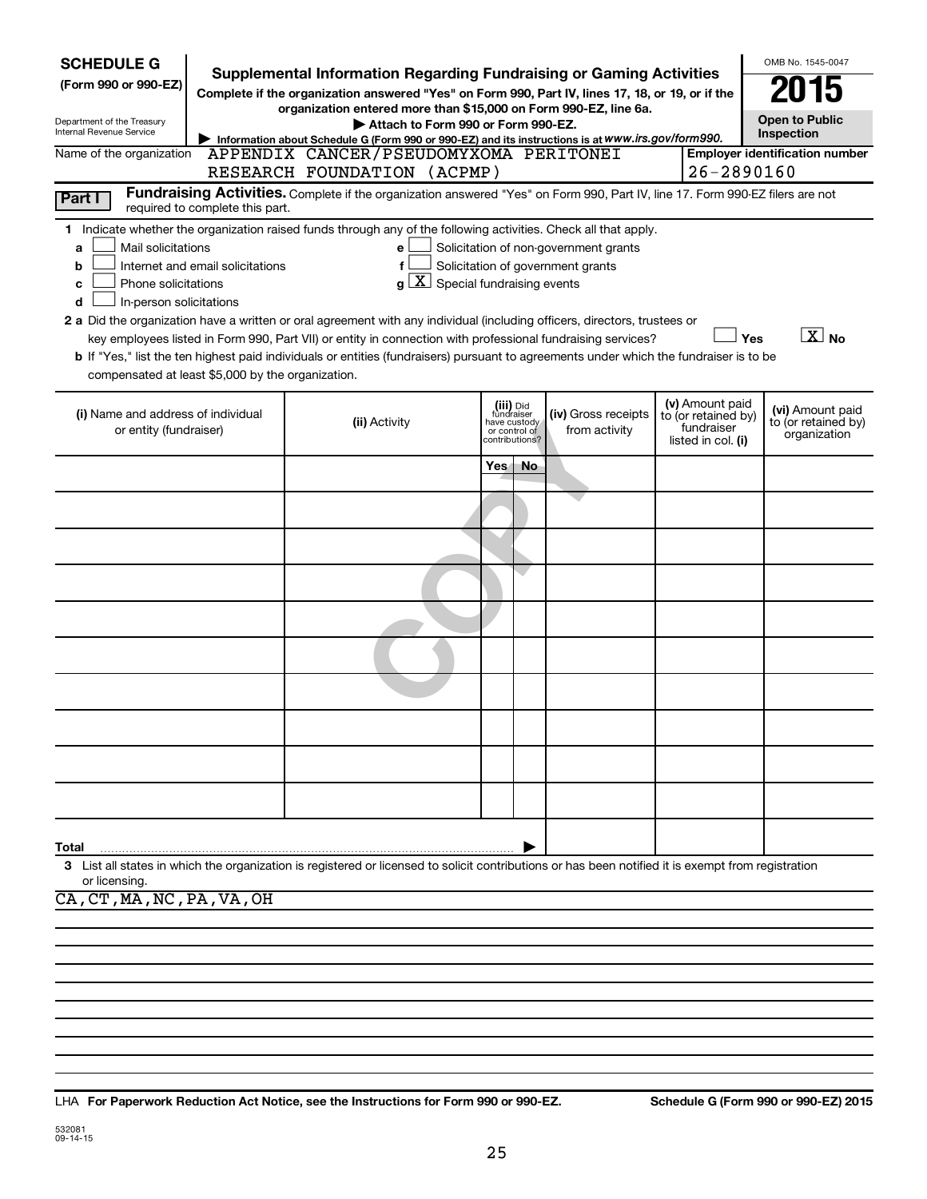**SCHEDULE G**
**(Form 990 or 990-EZ)**

Department of the Treasury
Internal Revenue Service

# Supplemental Information Regarding Fundraising or Gaming Activities

**Complete if the organization answered "Yes" on Form 990, Part IV, lines 17, 18, or 19, or if the organization entered more than $15,000 on Form 990-EZ, line 6a.**

▶ **Attach to Form 990 or Form 990-EZ.**

▶ Information about Schedule G (Form 990 or 990-EZ) and its instructions is at *www.irs.gov/form990.*

OMB No. 1545-0047

**2015**

**Open to Public Inspection**

Name of the organization: APPENDIX CANCER/PSEUDOMYXOMA PERITONEI RESEARCH FOUNDATION (ACPMP)

**Employer identification number**: 26-2890160

**Part I** **Fundraising Activities.** Complete if the organization answered "Yes" on Form 990, Part IV, line 17. Form 990-EZ filers are not required to complete this part.

**1** Indicate whether the organization raised funds through any of the following activities. Check all that apply.

- **a** ☐ Mail solicitations
- **b** ☐ Internet and email solicitations
- **c** ☐ Phone solicitations
- **d** ☐ In-person solicitations
- **e** ☐ Solicitation of non-government grants
- **f** ☐ Solicitation of government grants
- **g** ☒ Special fundraising events

**2 a** Did the organization have a written or oral agreement with any individual (including officers, directors, trustees or key employees listed in Form 990, Part VII) or entity in connection with professional fundraising services? ☐ Yes ☒ No

**b** If "Yes," list the ten highest paid individuals or entities (fundraisers) pursuant to agreements under which the fundraiser is to be compensated at least $5,000 by the organization.

| (i) Name and address of individual or entity (fundraiser) | (ii) Activity | (iii) Did fundraiser have custody or control of contributions? | | (iv) Gross receipts from activity | (v) Amount paid to (or retained by) fundraiser listed in col. (i) | (vi) Amount paid to (or retained by) organization |
|---|---|---|---|---|---|---|
| | | Yes | No | | | |
| | | | | | | |
| | | | | | | |
| | | | | | | |
| | | | | | | |
| | | | | | | |
| | | | | | | |
| | | | | | | |
| | | | | | | |
| | | | | | | |
| | | | | | | |
| **Total** | | | | | | |

**3** List all states in which the organization is registered or licensed to solicit contributions or has been notified it is exempt from registration or licensing.

CA,CT,MA,NC,PA,VA,OH

LHA **For Paperwork Reduction Act Notice, see the Instructions for Form 990 or 990-EZ.** **Schedule G (Form 990 or 990-EZ) 2015**

532081
09-14-15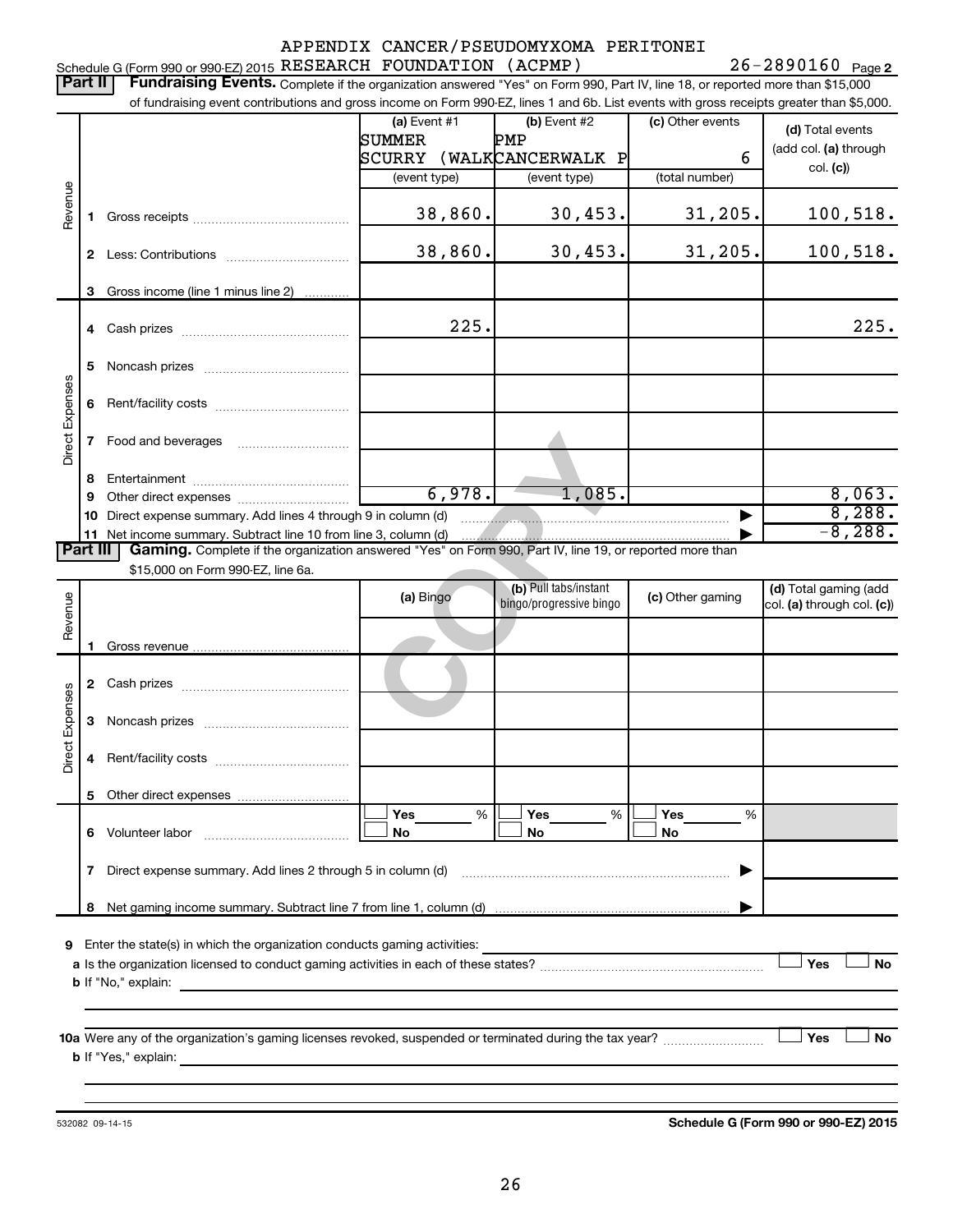Schedule G (Form 990 or 990-EZ) 2015 APPENDIX CANCER/PSEUDOMYXOMA PERITONEI RESEARCH FOUNDATION (ACPMP) 26-2890160 Page 2

**Part II** **Fundraising Events.** Complete if the organization answered "Yes" on Form 990, Part IV, line 18, or reported more than $15,000 of fundraising event contributions and gross income on Form 990-EZ, lines 1 and 6b. List events with gross receipts greater than $5,000.

| | | (a) Event #1 | (b) Event #2 | (c) Other events | (d) Total events (add col. (a) through col. (c)) |
|---|---|---|---|---|---|
| | | SUMMER SCURRY (WALK | PMP CANCERWALK P | 6 | |
| | | (event type) | (event type) | (total number) | |
| Revenue | 1 Gross receipts | 38,860. | 30,453. | 31,205. | 100,518. |
| | 2 Less: Contributions | 38,860. | 30,453. | 31,205. | 100,518. |
| | 3 Gross income (line 1 minus line 2) | | | | |
| Direct Expenses | 4 Cash prizes | 225. | | | 225. |
| | 5 Noncash prizes | | | | |
| | 6 Rent/facility costs | | | | |
| | 7 Food and beverages | | | | |
| | 8 Entertainment | | | | |
| | 9 Other direct expenses | 6,978. | 1,085. | | 8,063. |
| | 10 Direct expense summary. Add lines 4 through 9 in column (d) | | | | 8,288. |
| | 11 Net income summary. Subtract line 10 from line 3, column (d) | | | | -8,288. |

**Part III** **Gaming.** Complete if the organization answered "Yes" on Form 990, Part IV, line 19, or reported more than $15,000 on Form 990-EZ, line 6a.

| | | (a) Bingo | (b) Pull tabs/instant bingo/progressive bingo | (c) Other gaming | (d) Total gaming (add col. (a) through col. (c)) |
|---|---|---|---|---|---|
| Revenue | 1 Gross revenue | | | | |
| Direct Expenses | 2 Cash prizes | | | | |
| | 3 Noncash prizes | | | | |
| | 4 Rent/facility costs | | | | |
| | 5 Other direct expenses | | | | |
| | 6 Volunteer labor | ☐ Yes ___ % ☐ No | ☐ Yes ___ % ☐ No | ☐ Yes ___ % ☐ No | |
| | 7 Direct expense summary. Add lines 2 through 5 in column (d) | | | | |
| | 8 Net gaming income summary. Subtract line 7 from line 1, column (d) | | | | |

9 Enter the state(s) in which the organization conducts gaming activities:

a Is the organization licensed to conduct gaming activities in each of these states? ☐ Yes ☐ No

b If "No," explain:

10a Were any of the organization's gaming licenses revoked, suspended or terminated during the tax year? ☐ Yes ☐ No

b If "Yes," explain:

532082 09-14-15

**Schedule G (Form 990 or 990-EZ) 2015**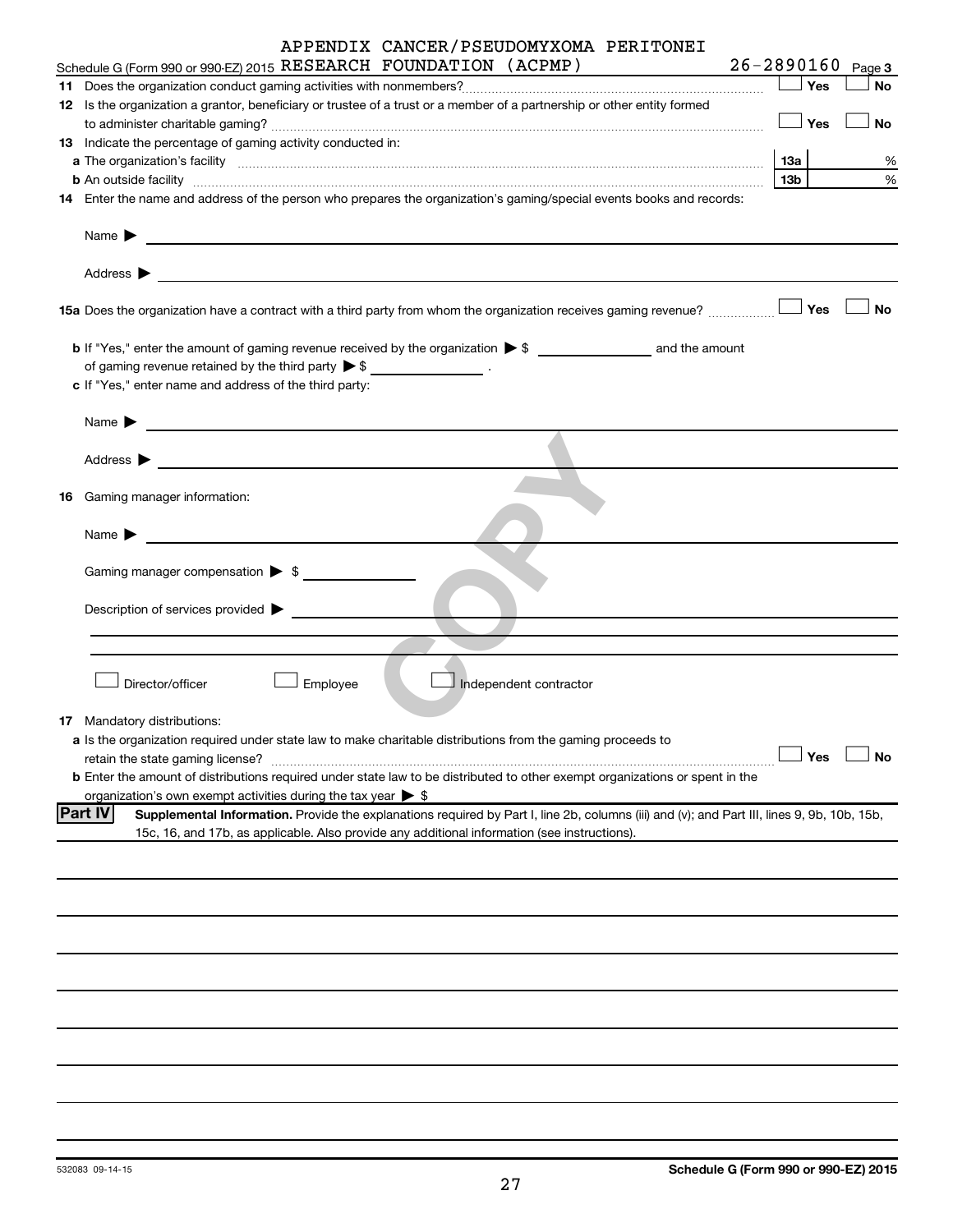Schedule G (Form 990 or 990-EZ) 2015 APPENDIX CANCER/PSEUDOMYXOMA PERITONEI RESEARCH FOUNDATION (ACPMP) 26-2890160 Page **3**

**11** Does the organization conduct gaming activities with nonmembers? ☐ Yes ☐ No

**12** Is the organization a grantor, beneficiary or trustee of a trust or a member of a partnership or other entity formed to administer charitable gaming? ☐ Yes ☐ No

**13** Indicate the percentage of gaming activity conducted in:

**a** The organization's facility **13a** %

**b** An outside facility **13b** %

**14** Enter the name and address of the person who prepares the organization's gaming/special events books and records:

Name ▶

Address ▶

**15a** Does the organization have a contract with a third party from whom the organization receives gaming revenue? ☐ Yes ☐ No

**b** If "Yes," enter the amount of gaming revenue received by the organization ▶ $ ______ and the amount of gaming revenue retained by the third party ▶ $ ______ .

**c** If "Yes," enter name and address of the third party:

Name ▶

Address ▶

**16** Gaming manager information:

Name ▶

Gaming manager compensation ▶ $

Description of services provided ▶

☐ Director/officer ☐ Employee ☐ Independent contractor

**17** Mandatory distributions:

**a** Is the organization required under state law to make charitable distributions from the gaming proceeds to retain the state gaming license? ☐ Yes ☐ No

**b** Enter the amount of distributions required under state law to be distributed to other exempt organizations or spent in the organization's own exempt activities during the tax year ▶ $

**Part IV** **Supplemental Information.** Provide the explanations required by Part I, line 2b, columns (iii) and (v); and Part III, lines 9, 9b, 10b, 15b, 15c, 16, and 17b, as applicable. Also provide any additional information (see instructions).

532083 09-14-15 **Schedule G (Form 990 or 990-EZ) 2015**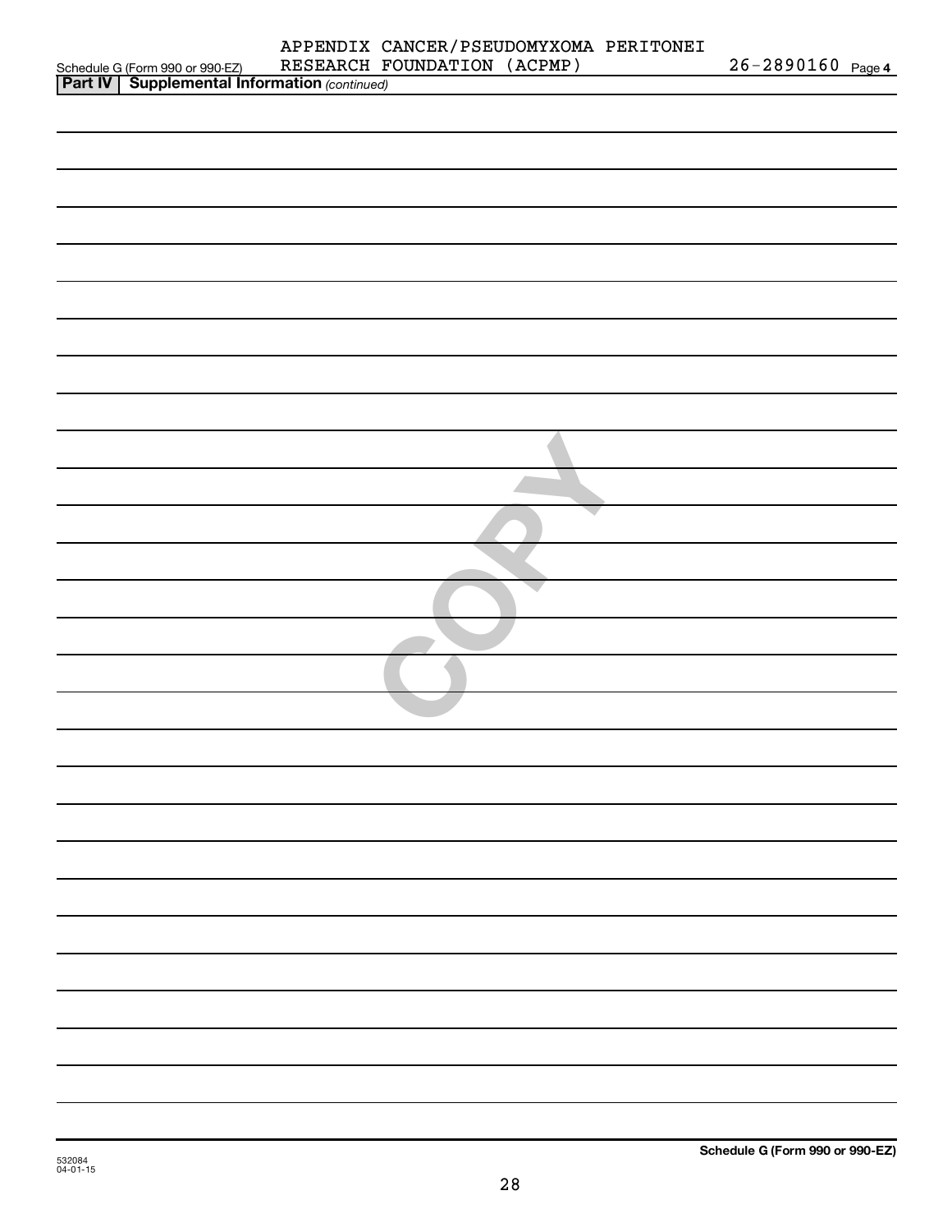Schedule G (Form 990 or 990-EZ) APPENDIX CANCER/PSEUDOMYXOMA PERITONEI RESEARCH FOUNDATION (ACPMP) 26-2890160 Page 4

**Part IV | Supplemental Information** *(continued)*

532084
04-01-15

**Schedule G (Form 990 or 990-EZ)**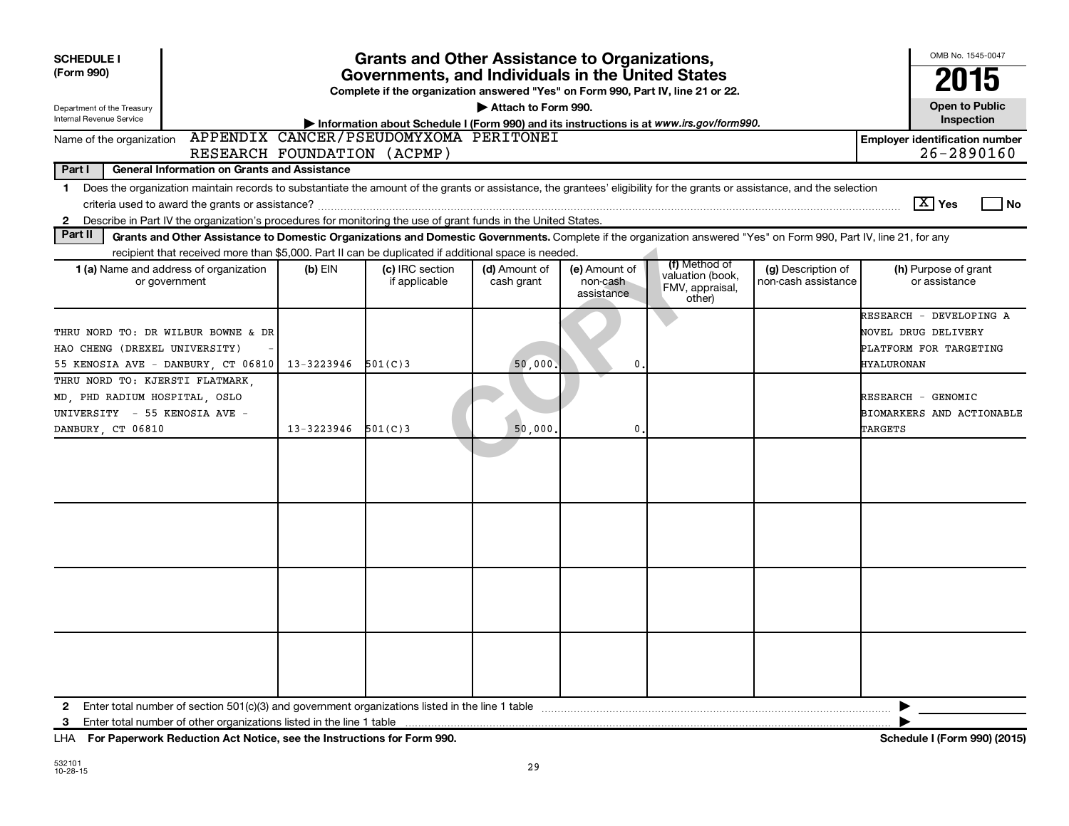**SCHEDULE I (Form 990)**

Department of the Treasury
Internal Revenue Service

# Grants and Other Assistance to Organizations, Governments, and Individuals in the United States

**Complete if the organization answered "Yes" on Form 990, Part IV, line 21 or 22.**

▶ Attach to Form 990.

▶ Information about Schedule I (Form 990) and its instructions is at *www.irs.gov/form990.*

OMB No. 1545-0047

**2015**

**Open to Public Inspection**

Name of the organization: APPENDIX CANCER/PSEUDOMYXOMA PERITONEI RESEARCH FOUNDATION (ACPMP)

**Employer identification number** 26-2890160

**Part I General Information on Grants and Assistance**

1 Does the organization maintain records to substantiate the amount of the grants or assistance, the grantees' eligibility for the grants or assistance, and the selection criteria used to award the grants or assistance? [X] Yes [ ] No

2 Describe in Part IV the organization's procedures for monitoring the use of grant funds in the United States.

**Part II Grants and Other Assistance to Domestic Organizations and Domestic Governments.** Complete if the organization answered "Yes" on Form 990, Part IV, line 21, for any recipient that received more than $5,000. Part II can be duplicated if additional space is needed.

| 1 (a) Name and address of organization or government | (b) EIN | (c) IRC section if applicable | (d) Amount of cash grant | (e) Amount of non-cash assistance | (f) Method of valuation (book, FMV, appraisal, other) | (g) Description of non-cash assistance | (h) Purpose of grant or assistance |
|---|---|---|---|---|---|---|---|
| THRU NORD TO: DR WILBUR BOWNE & DR HAO CHENG (DREXEL UNIVERSITY) - 55 KENOSIA AVE - DANBURY, CT 06810 | 13-3223946 | 501(C)3 | 50,000. | 0. | | | RESEARCH - DEVELOPING A NOVEL DRUG DELIVERY PLATFORM FOR TARGETING HYALURONAN |
| THRU NORD TO: KJERSTI FLATMARK, MD, PHD RADIUM HOSPITAL, OSLO UNIVERSITY - 55 KENOSIA AVE - DANBURY, CT 06810 | 13-3223946 | 501(C)3 | 50,000. | 0. | | | RESEARCH - GENOMIC BIOMARKERS AND ACTIONABLE TARGETS |
| | | | | | | | |
| | | | | | | | |
| | | | | | | | |
| | | | | | | | |

2 Enter total number of section 501(c)(3) and government organizations listed in the line 1 table ▶

3 Enter total number of other organizations listed in the line 1 table ▶

LHA **For Paperwork Reduction Act Notice, see the Instructions for Form 990.** **Schedule I (Form 990) (2015)**

532101
10-28-15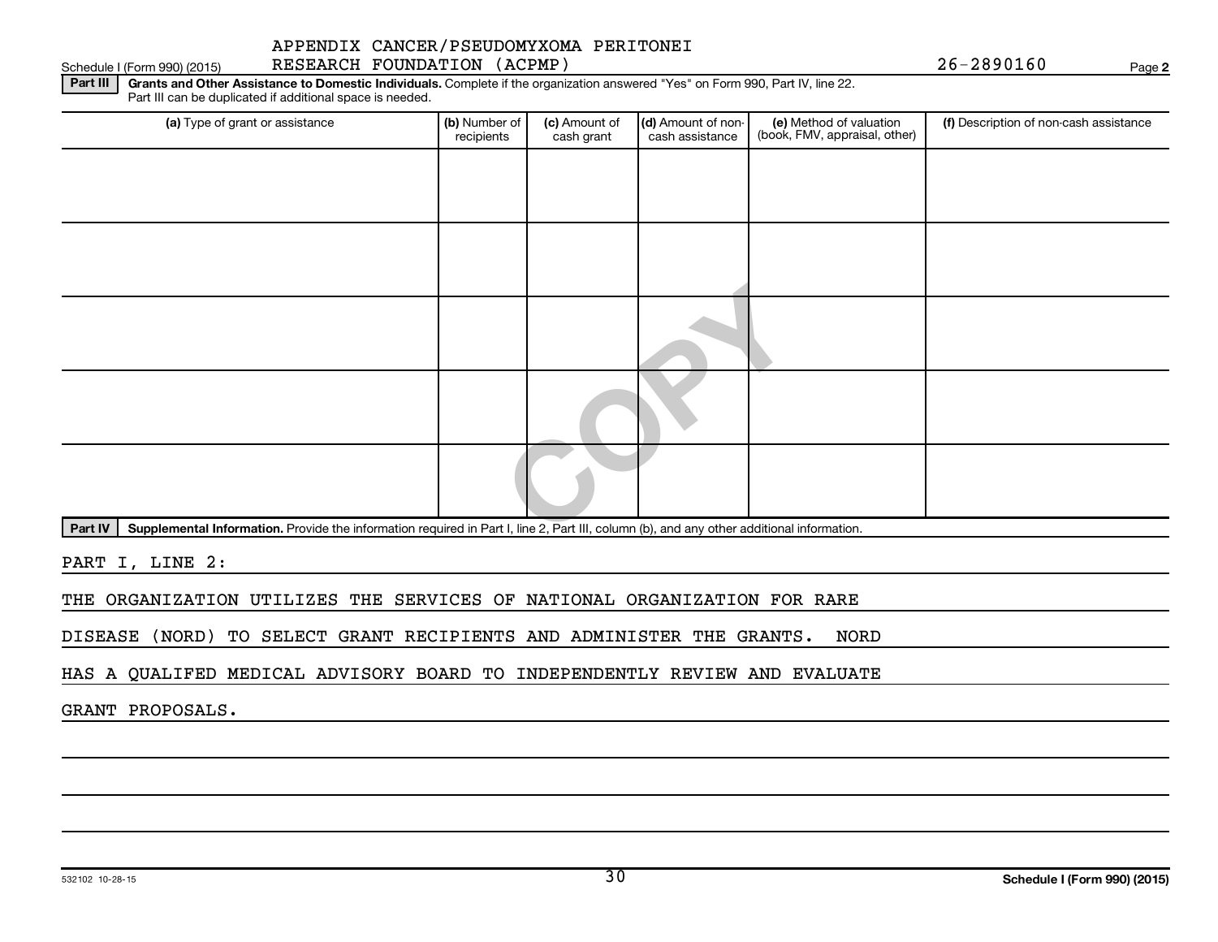APPENDIX CANCER/PSEUDOMYXOMA PERITONEI RESEARCH FOUNDATION (ACPMP) 26-2890160

**Part III** **Grants and Other Assistance to Domestic Individuals.** Complete if the organization answered "Yes" on Form 990, Part IV, line 22. Part III can be duplicated if additional space is needed.

| (a) Type of grant or assistance | (b) Number of recipients | (c) Amount of cash grant | (d) Amount of non-cash assistance | (e) Method of valuation (book, FMV, appraisal, other) | (f) Description of non-cash assistance |
|---|---|---|---|---|---|
| | | | | | |
| | | | | | |
| | | | | | |
| | | | | | |
| | | | | | |

**Part IV** **Supplemental Information.** Provide the information required in Part I, line 2, Part III, column (b), and any other additional information.

PART I, LINE 2:

THE ORGANIZATION UTILIZES THE SERVICES OF NATIONAL ORGANIZATION FOR RARE DISEASE (NORD) TO SELECT GRANT RECIPIENTS AND ADMINISTER THE GRANTS. NORD HAS A QUALIFED MEDICAL ADVISORY BOARD TO INDEPENDENTLY REVIEW AND EVALUATE GRANT PROPOSALS.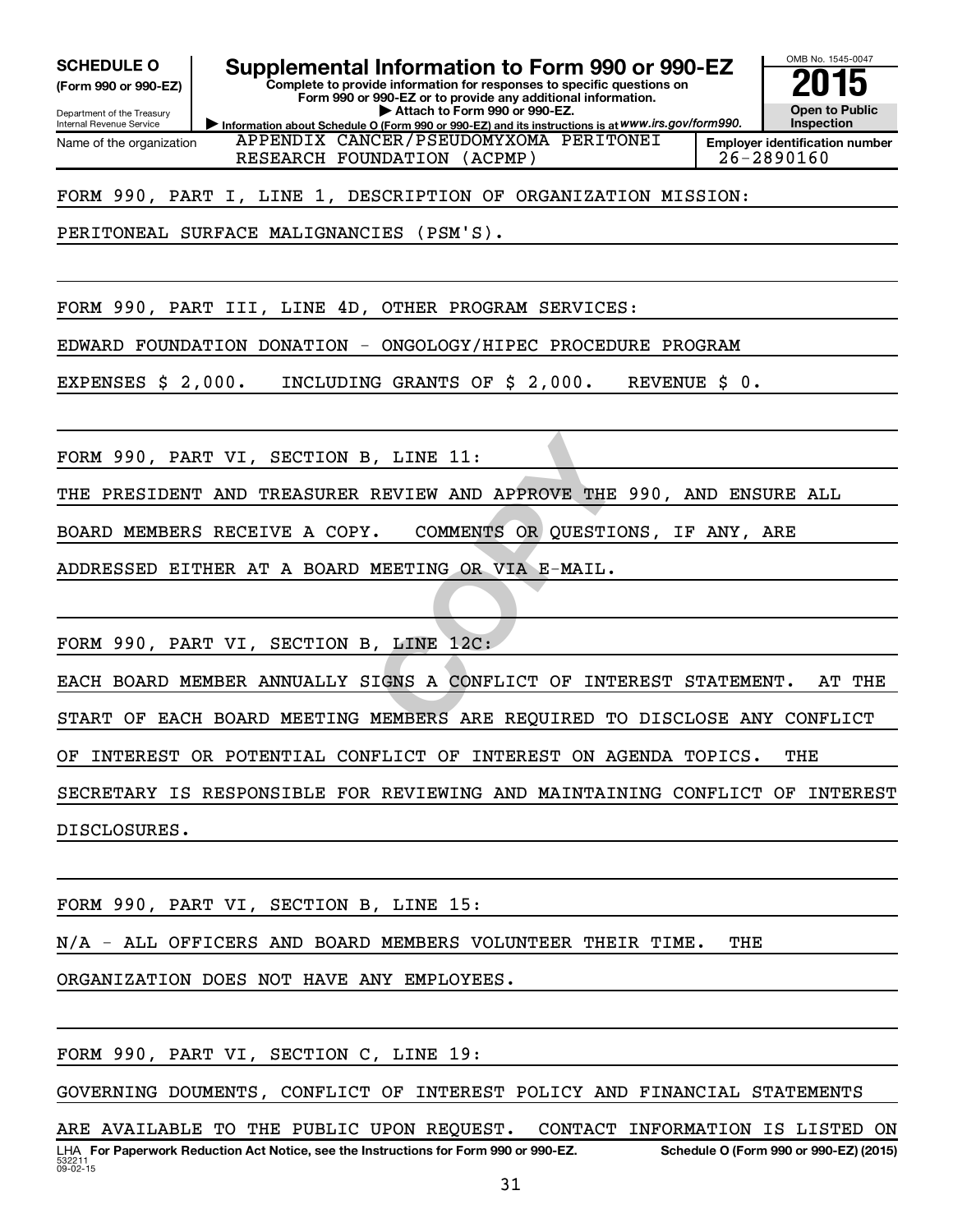**SCHEDULE O**
**(Form 990 or 990-EZ)**

Department of the Treasury
Internal Revenue Service

# Supplemental Information to Form 990 or 990-EZ

**Complete to provide information for responses to specific questions on Form 990 or 990-EZ or to provide any additional information.**
**▶ Attach to Form 990 or 990-EZ.**
**▶ Information about Schedule O (Form 990 or 990-EZ) and its instructions is at** *www.irs.gov/form990.*

OMB No. 1545-0047
**2015**
**Open to Public Inspection**

| Name of the organization | Employer identification number |
|---|---|
| APPENDIX CANCER/PSEUDOMYXOMA PERITONEI RESEARCH FOUNDATION (ACPMP) | 26-2890160 |

FORM 990, PART I, LINE 1, DESCRIPTION OF ORGANIZATION MISSION:

PERITONEAL SURFACE MALIGNANCIES (PSM'S).

FORM 990, PART III, LINE 4D, OTHER PROGRAM SERVICES:

EDWARD FOUNDATION DONATION - ONGOLOGY/HIPEC PROCEDURE PROGRAM

EXPENSES $ 2,000. INCLUDING GRANTS OF $ 2,000. REVENUE $ 0.

FORM 990, PART VI, SECTION B, LINE 11:

THE PRESIDENT AND TREASURER REVIEW AND APPROVE THE 990, AND ENSURE ALL BOARD MEMBERS RECEIVE A COPY. COMMENTS OR QUESTIONS, IF ANY, ARE ADDRESSED EITHER AT A BOARD MEETING OR VIA E-MAIL.

FORM 990, PART VI, SECTION B, LINE 12C:

EACH BOARD MEMBER ANNUALLY SIGNS A CONFLICT OF INTEREST STATEMENT. AT THE START OF EACH BOARD MEETING MEMBERS ARE REQUIRED TO DISCLOSE ANY CONFLICT OF INTEREST OR POTENTIAL CONFLICT OF INTEREST ON AGENDA TOPICS. THE SECRETARY IS RESPONSIBLE FOR REVIEWING AND MAINTAINING CONFLICT OF INTEREST DISCLOSURES.

FORM 990, PART VI, SECTION B, LINE 15:

N/A - ALL OFFICERS AND BOARD MEMBERS VOLUNTEER THEIR TIME. THE ORGANIZATION DOES NOT HAVE ANY EMPLOYEES.

FORM 990, PART VI, SECTION C, LINE 19:

GOVERNING DOUMENTS, CONFLICT OF INTEREST POLICY AND FINANCIAL STATEMENTS ARE AVAILABLE TO THE PUBLIC UPON REQUEST. CONTACT INFORMATION IS LISTED ON

LHA **For Paperwork Reduction Act Notice, see the Instructions for Form 990 or 990-EZ.** **Schedule O (Form 990 or 990-EZ) (2015)**
532211
09-02-15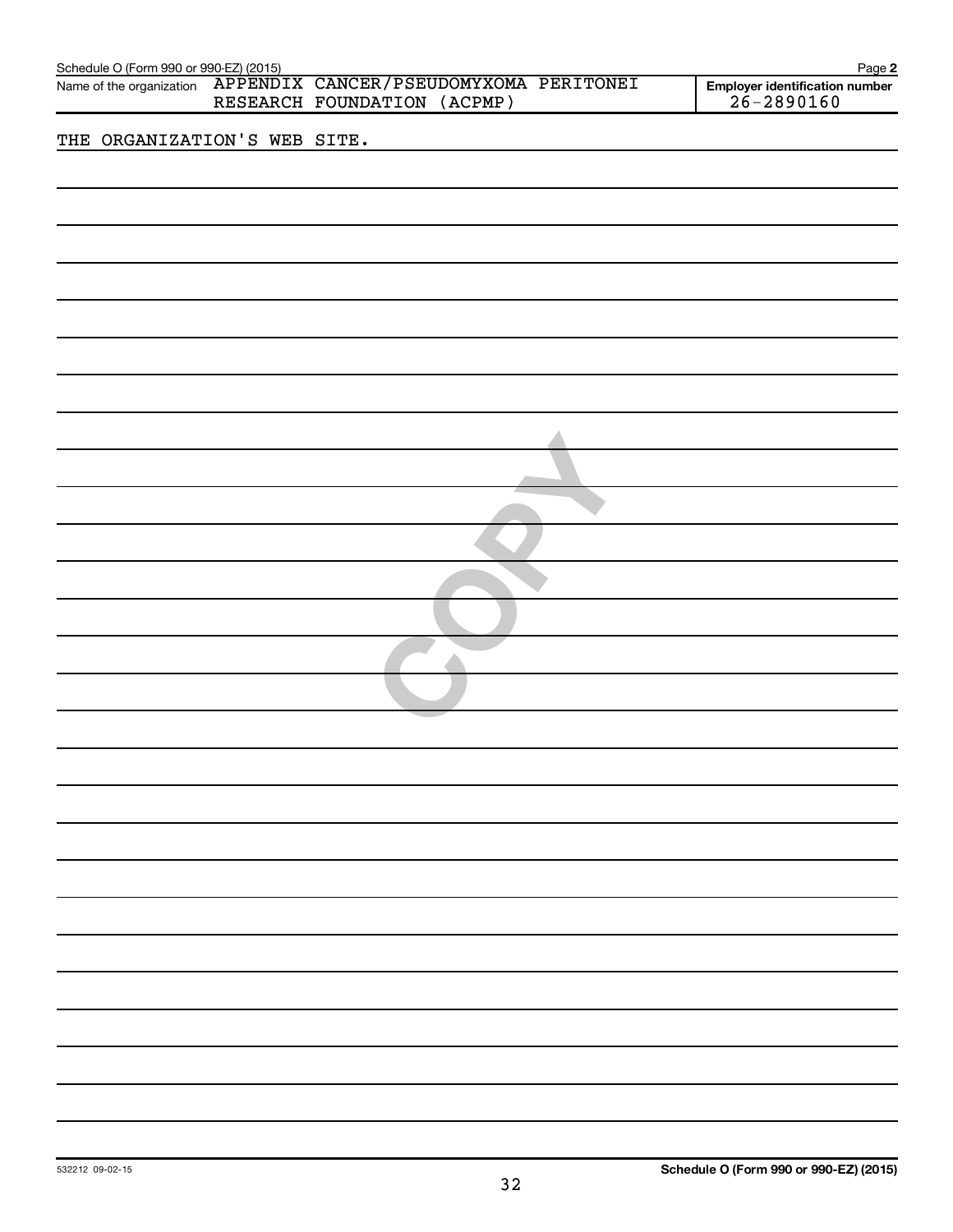Schedule O (Form 990 or 990-EZ) (2015)

Name of the organization: APPENDIX CANCER/PSEUDOMYXOMA PERITONEI RESEARCH FOUNDATION (ACPMP)

Employer identification number: 26-2890160

THE ORGANIZATION'S WEB SITE.

532212 09-02-15

Schedule O (Form 990 or 990-EZ) (2015)